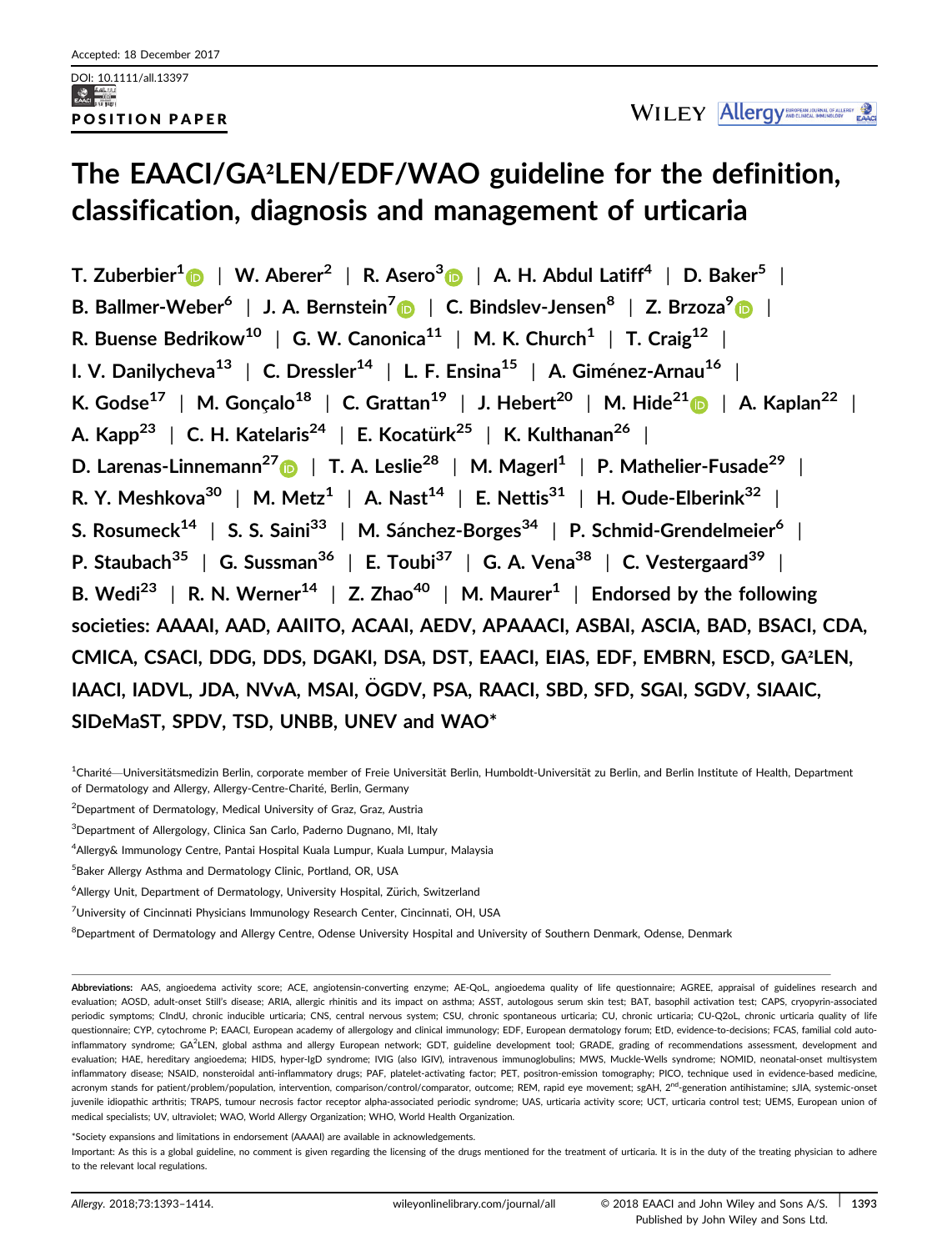Accepted: 18 December 2017

DOI: 10.1111/all.13397

**POSITION PAPER**

# The EAACI/GA²LEN/EDF/WAO guideline for the definition, classification, diagnosis and management of urticaria

**T. Zuberbier[1] | W. Aberer[2] | R. Asero[3] | A. H. Abdul Latiff[4] | D. Baker[5] | B. Ballmer-Weber[6] | J. A. Bernstein[7] | C. Bindslev-Jensen[8] | Z. Brzoza[9] | R. Buense Bedrikow[10] | G. W. Canonica[11] | M. K. Church[1] | T. Craig[12] | I. V. Danilycheva[13] | C. Dressler[14] | L. F. Ensina[15] | A. Giménez-Arnau[16] | K. Godse[17] | M. Gonçalo[18] | C. Grattan[19] | J. Hebert[20] | M. Hide[21] | A. Kaplan[22] | A. Kapp[23] | C. H. Katelaris[24] | E. Kocatürk[25] | K. Kulthanan[26] | D. Larenas-Linnemann[27] | T. A. Leslie[28] | M. Magerl[1] | P. Mathelier-Fusade[29] | R. Y. Meshkova[30] | M. Metz[1] | A. Nast[14] | E. Nettis[31] | H. Oude-Elberink[32] | S. Rosumeck[14] | S. S. Saini[33] | M. Sánchez-Borges[34] | P. Schmid-Grendelmeier[6] | P. Staubach[35] | G. Sussman[36] | E. Toubi[37] | G. A. Vena[38] | C. Vestergaard[39] | B. Wedi[23] | R. N. Werner[14] | Z. Zhao[40] | M. Maurer[1] | Endorsed by the following societies: AAAAI, AAD, AAIITO, ACAAI, AEDV, APAAACI, ASBAI, ASCIA, BAD, BSACI, CDA, CMICA, CSACI, DDG, DDS, DGAKI, DSA, DST, EAACI, EIAS, EDF, EMBRN, ESCD, GA²LEN, IAACI, IADVL, JDA, NVvA, MSAI, ÖGDV, PSA, RAACI, SBD, SFD, SGAI, SGDV, SIAAIC, SIDeMaST, SPDV, TSD, UNBB, UNEV and WAO***

[1]Charité—Universitätsmedizin Berlin, corporate member of Freie Universität Berlin, Humboldt-Universität zu Berlin, and Berlin Institute of Health, Department of Dermatology and Allergy, Allergy-Centre-Charité, Berlin, Germany

[2]Department of Dermatology, Medical University of Graz, Graz, Austria

[3]Department of Allergology, Clinica San Carlo, Paderno Dugnano, MI, Italy

[4]Allergy& Immunology Centre, Pantai Hospital Kuala Lumpur, Kuala Lumpur, Malaysia

[5]Baker Allergy Asthma and Dermatology Clinic, Portland, OR, USA

[6]Allergy Unit, Department of Dermatology, University Hospital, Zürich, Switzerland

[7]University of Cincinnati Physicians Immunology Research Center, Cincinnati, OH, USA

[8]Department of Dermatology and Allergy Centre, Odense University Hospital and University of Southern Denmark, Odense, Denmark

**Abbreviations:** AAS, angioedema activity score; ACE, angiotensin-converting enzyme; AE-QoL, angioedema quality of life questionnaire; AGREE, appraisal of guidelines research and evaluation; AOSD, adult-onset Still's disease; ARIA, allergic rhinitis and its impact on asthma; ASST, autologous serum skin test; BAT, basophil activation test; CAPS, cryopyrin-associated periodic symptoms; CIndU, chronic inducible urticaria; CNS, central nervous system; CSU, chronic spontaneous urticaria; CU, chronic urticaria; CU-Q2oL, chronic urticaria quality of life questionnaire; CYP, cytochrome P; EAACI, European academy of allergology and clinical immunology; EDF, European dermatology forum; EtD, evidence-to-decisions; FCAS, familial cold auto-inflammatory syndrome; GA²LEN, global asthma and allergy European network; GDT, guideline development tool; GRADE, grading of recommendations assessment, development and evaluation; HAE, hereditary angioedema; HIDS, hyper-IgD syndrome; IVIG (also IGIV), intravenous immunoglobulins; MWS, Muckle-Wells syndrome; NOMID, neonatal-onset multisystem inflammatory disease; NSAID, nonsteroidal anti-inflammatory drugs; PAF, platelet-activating factor; PET, positron-emission tomography; PICO, technique used in evidence-based medicine, acronym stands for patient/problem/population, intervention, comparison/control/comparator, outcome; REM, rapid eye movement; sgAH, 2nd-generation antihistamine; sJIA, systemic-onset juvenile idiopathic arthritis; TRAPS, tumour necrosis factor receptor alpha-associated periodic syndrome; UAS, urticaria activity score; UCT, urticaria control test; UEMS, European union of medical specialists; UV, ultraviolet; WAO, World Allergy Organization; WHO, World Health Organization.

*Society expansions and limitations in endorsement (AAAAI) are available in acknowledgements.

Important: As this is a global guideline, no comment is given regarding the licensing of the drugs mentioned for the treatment of urticaria. It is in the duty of the treating physician to adhere to the relevant local regulations.

© 2018 EAACI and John Wiley and Sons A/S. Published by John Wiley and Sons Ltd.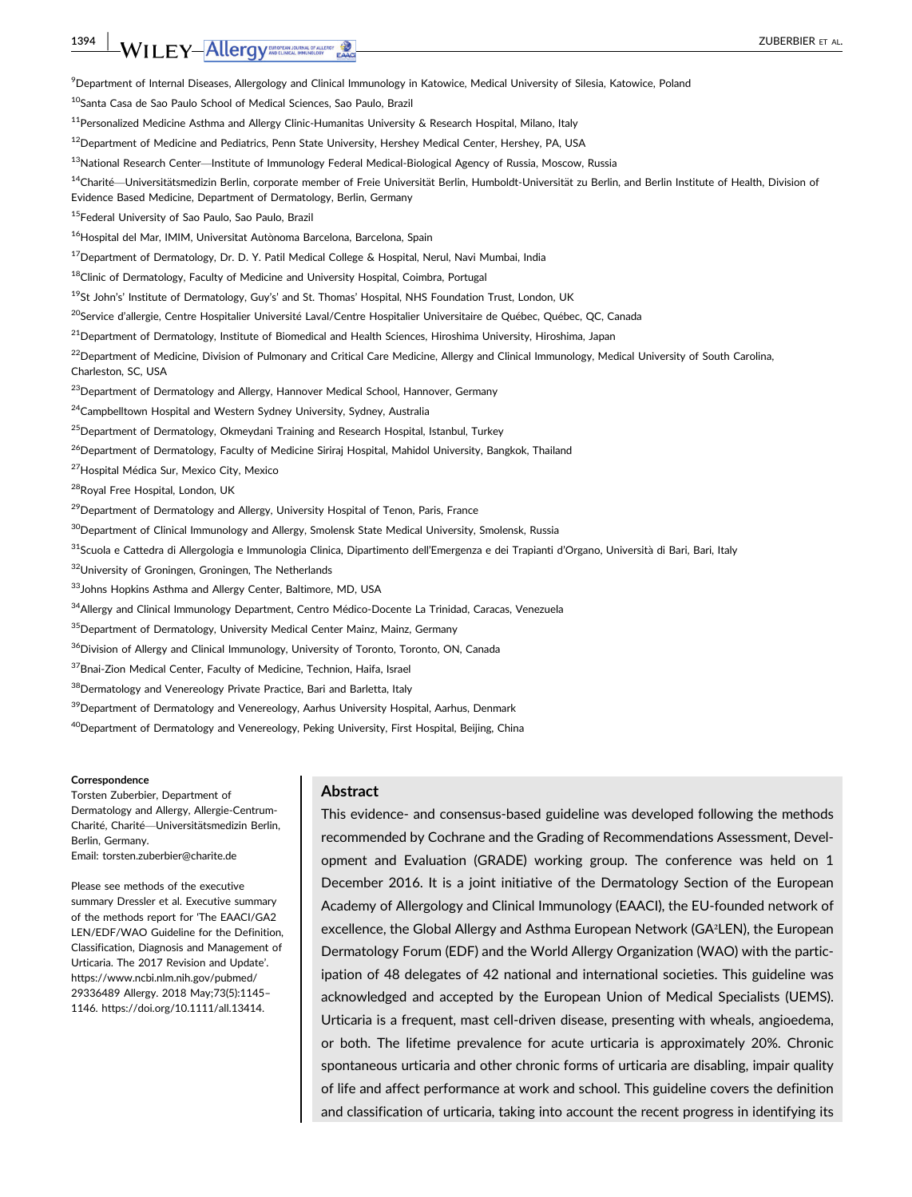[9]Department of Internal Diseases, Allergology and Clinical Immunology in Katowice, Medical University of Silesia, Katowice, Poland

[10]Santa Casa de Sao Paulo School of Medical Sciences, Sao Paulo, Brazil

[11]Personalized Medicine Asthma and Allergy Clinic-Humanitas University & Research Hospital, Milano, Italy

[12]Department of Medicine and Pediatrics, Penn State University, Hershey Medical Center, Hershey, PA, USA

[13]National Research Center—Institute of Immunology Federal Medical-Biological Agency of Russia, Moscow, Russia

[14]Charité—Universitätsmedizin Berlin, corporate member of Freie Universität Berlin, Humboldt-Universität zu Berlin, and Berlin Institute of Health, Division of Evidence Based Medicine, Department of Dermatology, Berlin, Germany

[15]Federal University of Sao Paulo, Sao Paulo, Brazil

[16]Hospital del Mar, IMIM, Universitat Autònoma Barcelona, Barcelona, Spain

[17]Department of Dermatology, Dr. D. Y. Patil Medical College & Hospital, Nerul, Navi Mumbai, India

[18]Clinic of Dermatology, Faculty of Medicine and University Hospital, Coimbra, Portugal

[19]St John's' Institute of Dermatology, Guy's' and St. Thomas' Hospital, NHS Foundation Trust, London, UK

[20]Service d'allergie, Centre Hospitalier Université Laval/Centre Hospitalier Universitaire de Québec, Québec, QC, Canada

[21]Department of Dermatology, Institute of Biomedical and Health Sciences, Hiroshima University, Hiroshima, Japan

[22]Department of Medicine, Division of Pulmonary and Critical Care Medicine, Allergy and Clinical Immunology, Medical University of South Carolina, Charleston, SC, USA

[23]Department of Dermatology and Allergy, Hannover Medical School, Hannover, Germany

[24]Campbelltown Hospital and Western Sydney University, Sydney, Australia

[25]Department of Dermatology, Okmeydani Training and Research Hospital, Istanbul, Turkey

[26]Department of Dermatology, Faculty of Medicine Siriraj Hospital, Mahidol University, Bangkok, Thailand

[27]Hospital Médica Sur, Mexico City, Mexico

[28]Royal Free Hospital, London, UK

[29]Department of Dermatology and Allergy, University Hospital of Tenon, Paris, France

[30]Department of Clinical Immunology and Allergy, Smolensk State Medical University, Smolensk, Russia

[31]Scuola e Cattedra di Allergologia e Immunologia Clinica, Dipartimento dell'Emergenza e dei Trapianti d'Organo, Università di Bari, Bari, Italy

[32]University of Groningen, Groningen, The Netherlands

[33]Johns Hopkins Asthma and Allergy Center, Baltimore, MD, USA

[34]Allergy and Clinical Immunology Department, Centro Médico-Docente La Trinidad, Caracas, Venezuela

[35]Department of Dermatology, University Medical Center Mainz, Mainz, Germany

[36]Division of Allergy and Clinical Immunology, University of Toronto, Toronto, ON, Canada

[37]Bnai-Zion Medical Center, Faculty of Medicine, Technion, Haifa, Israel

[38]Dermatology and Venereology Private Practice, Bari and Barletta, Italy

[39]Department of Dermatology and Venereology, Aarhus University Hospital, Aarhus, Denmark

[40]Department of Dermatology and Venereology, Peking University, First Hospital, Beijing, China

**Correspondence**
Torsten Zuberbier, Department of Dermatology and Allergy, Allergie-Centrum-Charité, Charité—Universitätsmedizin Berlin, Berlin, Germany.
Email: torsten.zuberbier@charite.de

Please see methods of the executive summary Dressler et al. Executive summary of the methods report for 'The EAACI/GA2 LEN/EDF/WAO Guideline for the Definition, Classification, Diagnosis and Management of Urticaria. The 2017 Revision and Update'. https://www.ncbi.nlm.nih.gov/pubmed/29336489 Allergy. 2018 May;73(5):1145–1146. https://doi.org/10.1111/all.13414.

## Abstract

This evidence- and consensus-based guideline was developed following the methods recommended by Cochrane and the Grading of Recommendations Assessment, Development and Evaluation (GRADE) working group. The conference was held on 1 December 2016. It is a joint initiative of the Dermatology Section of the European Academy of Allergology and Clinical Immunology (EAACI), the EU-founded network of excellence, the Global Allergy and Asthma European Network (GA²LEN), the European Dermatology Forum (EDF) and the World Allergy Organization (WAO) with the participation of 48 delegates of 42 national and international societies. This guideline was acknowledged and accepted by the European Union of Medical Specialists (UEMS). Urticaria is a frequent, mast cell-driven disease, presenting with wheals, angioedema, or both. The lifetime prevalence for acute urticaria is approximately 20%. Chronic spontaneous urticaria and other chronic forms of urticaria are disabling, impair quality of life and affect performance at work and school. This guideline covers the definition and classification of urticaria, taking into account the recent progress in identifying its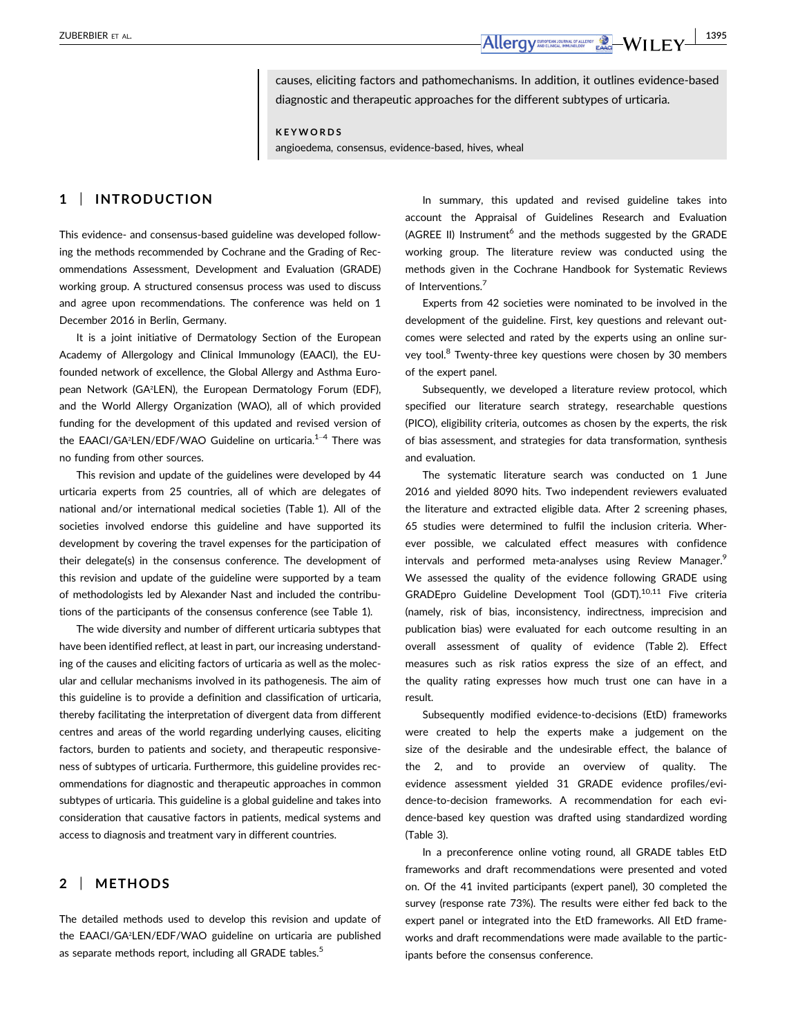causes, eliciting factors and pathomechanisms. In addition, it outlines evidence-based diagnostic and therapeutic approaches for the different subtypes of urticaria.

**KEYWORDS**

angioedema, consensus, evidence-based, hives, wheal

## 1 | INTRODUCTION

This evidence- and consensus-based guideline was developed following the methods recommended by Cochrane and the Grading of Recommendations Assessment, Development and Evaluation (GRADE) working group. A structured consensus process was used to discuss and agree upon recommendations. The conference was held on 1 December 2016 in Berlin, Germany.

It is a joint initiative of Dermatology Section of the European Academy of Allergology and Clinical Immunology (EAACI), the EU-founded network of excellence, the Global Allergy and Asthma European Network (GA²LEN), the European Dermatology Forum (EDF), and the World Allergy Organization (WAO), all of which provided funding for the development of this updated and revised version of the EAACI/GA²LEN/EDF/WAO Guideline on urticaria.[1–4] There was no funding from other sources.

This revision and update of the guidelines were developed by 44 urticaria experts from 25 countries, all of which are delegates of national and/or international medical societies (Table 1). All of the societies involved endorse this guideline and have supported its development by covering the travel expenses for the participation of their delegate(s) in the consensus conference. The development of this revision and update of the guideline were supported by a team of methodologists led by Alexander Nast and included the contributions of the participants of the consensus conference (see Table 1).

The wide diversity and number of different urticaria subtypes that have been identified reflect, at least in part, our increasing understanding of the causes and eliciting factors of urticaria as well as the molecular and cellular mechanisms involved in its pathogenesis. The aim of this guideline is to provide a definition and classification of urticaria, thereby facilitating the interpretation of divergent data from different centres and areas of the world regarding underlying causes, eliciting factors, burden to patients and society, and therapeutic responsiveness of subtypes of urticaria. Furthermore, this guideline provides recommendations for diagnostic and therapeutic approaches in common subtypes of urticaria. This guideline is a global guideline and takes into consideration that causative factors in patients, medical systems and access to diagnosis and treatment vary in different countries.

## 2 | METHODS

The detailed methods used to develop this revision and update of the EAACI/GA²LEN/EDF/WAO guideline on urticaria are published as separate methods report, including all GRADE tables.[5]

In summary, this updated and revised guideline takes into account the Appraisal of Guidelines Research and Evaluation (AGREE II) Instrument[6] and the methods suggested by the GRADE working group. The literature review was conducted using the methods given in the Cochrane Handbook for Systematic Reviews of Interventions.[7]

Experts from 42 societies were nominated to be involved in the development of the guideline. First, key questions and relevant outcomes were selected and rated by the experts using an online survey tool.[8] Twenty-three key questions were chosen by 30 members of the expert panel.

Subsequently, we developed a literature review protocol, which specified our literature search strategy, researchable questions (PICO), eligibility criteria, outcomes as chosen by the experts, the risk of bias assessment, and strategies for data transformation, synthesis and evaluation.

The systematic literature search was conducted on 1 June 2016 and yielded 8090 hits. Two independent reviewers evaluated the literature and extracted eligible data. After 2 screening phases, 65 studies were determined to fulfil the inclusion criteria. Wherever possible, we calculated effect measures with confidence intervals and performed meta-analyses using Review Manager.[9] We assessed the quality of the evidence following GRADE using GRADEpro Guideline Development Tool (GDT).[10,11] Five criteria (namely, risk of bias, inconsistency, indirectness, imprecision and publication bias) were evaluated for each outcome resulting in an overall assessment of quality of evidence (Table 2). Effect measures such as risk ratios express the size of an effect, and the quality rating expresses how much trust one can have in a result.

Subsequently modified evidence-to-decisions (EtD) frameworks were created to help the experts make a judgement on the size of the desirable and the undesirable effect, the balance of the 2, and to provide an overview of quality. The evidence assessment yielded 31 GRADE evidence profiles/evidence-to-decision frameworks. A recommendation for each evidence-based key question was drafted using standardized wording (Table 3).

In a preconference online voting round, all GRADE tables EtD frameworks and draft recommendations were presented and voted on. Of the 41 invited participants (expert panel), 30 completed the survey (response rate 73%). The results were either fed back to the expert panel or integrated into the EtD frameworks. All EtD frameworks and draft recommendations were made available to the participants before the consensus conference.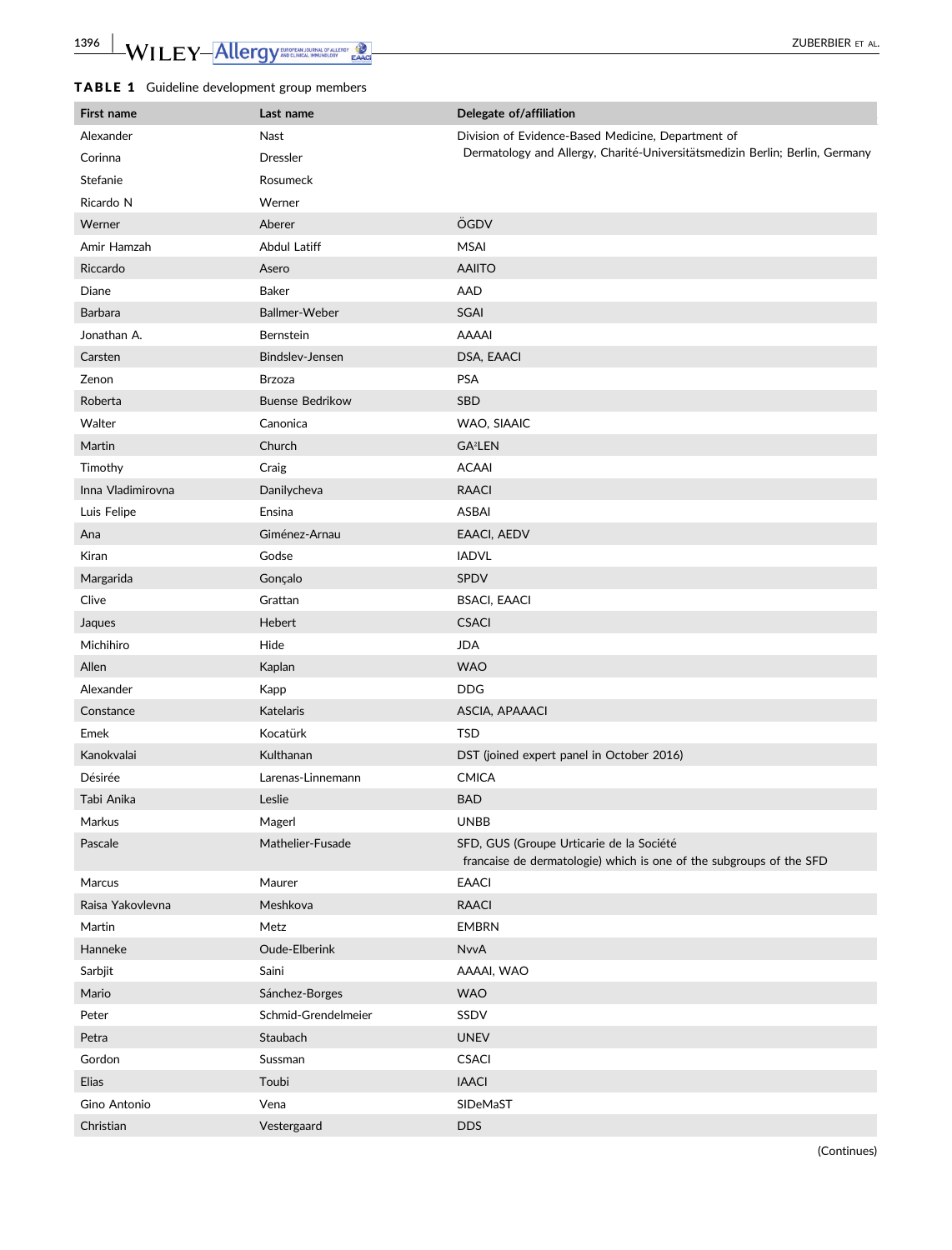**TABLE 1** Guideline development group members

| First name | Last name | Delegate of/affiliation |
|---|---|---|
| Alexander | Nast | Division of Evidence-Based Medicine, Department of Dermatology and Allergy, Charité-Universitätsmedizin Berlin; Berlin, Germany |
| Corinna | Dressler | |
| Stefanie | Rosumeck | |
| Ricardo N | Werner | |
| Werner | Aberer | ÖGDV |
| Amir Hamzah | Abdul Latiff | MSAI |
| Riccardo | Asero | AAIITO |
| Diane | Baker | AAD |
| Barbara | Ballmer-Weber | SGAI |
| Jonathan A. | Bernstein | AAAAI |
| Carsten | Bindslev-Jensen | DSA, EAACI |
| Zenon | Brzoza | PSA |
| Roberta | Buense Bedrikow | SBD |
| Walter | Canonica | WAO, SIAAIC |
| Martin | Church | GA²LEN |
| Timothy | Craig | ACAAI |
| Inna Vladimirovna | Danilycheva | RAACI |
| Luis Felipe | Ensina | ASBAI |
| Ana | Giménez-Arnau | EAACI, AEDV |
| Kiran | Godse | IADVL |
| Margarida | Gonçalo | SPDV |
| Clive | Grattan | BSACI, EAACI |
| Jaques | Hebert | CSACI |
| Michihiro | Hide | JDA |
| Allen | Kaplan | WAO |
| Alexander | Kapp | DDG |
| Constance | Katelaris | ASCIA, APAAACI |
| Emek | Kocatürk | TSD |
| Kanokvalai | Kulthanan | DST (joined expert panel in October 2016) |
| Désirée | Larenas-Linnemann | CMICA |
| Tabi Anika | Leslie | BAD |
| Markus | Magerl | UNBB |
| Pascale | Mathelier-Fusade | SFD, GUS (Groupe Urticarie de la Société francaise de dermatologie) which is one of the subgroups of the SFD |
| Marcus | Maurer | EAACI |
| Raisa Yakovlevna | Meshkova | RAACI |
| Martin | Metz | EMBRN |
| Hanneke | Oude-Elberink | NvvA |
| Sarbjit | Saini | AAAAI, WAO |
| Mario | Sánchez-Borges | WAO |
| Peter | Schmid-Grendelmeier | SSDV |
| Petra | Staubach | UNEV |
| Gordon | Sussman | CSACI |
| Elias | Toubi | IAACI |
| Gino Antonio | Vena | SIDeMaST |
| Christian | Vestergaard | DDS |

(Continues)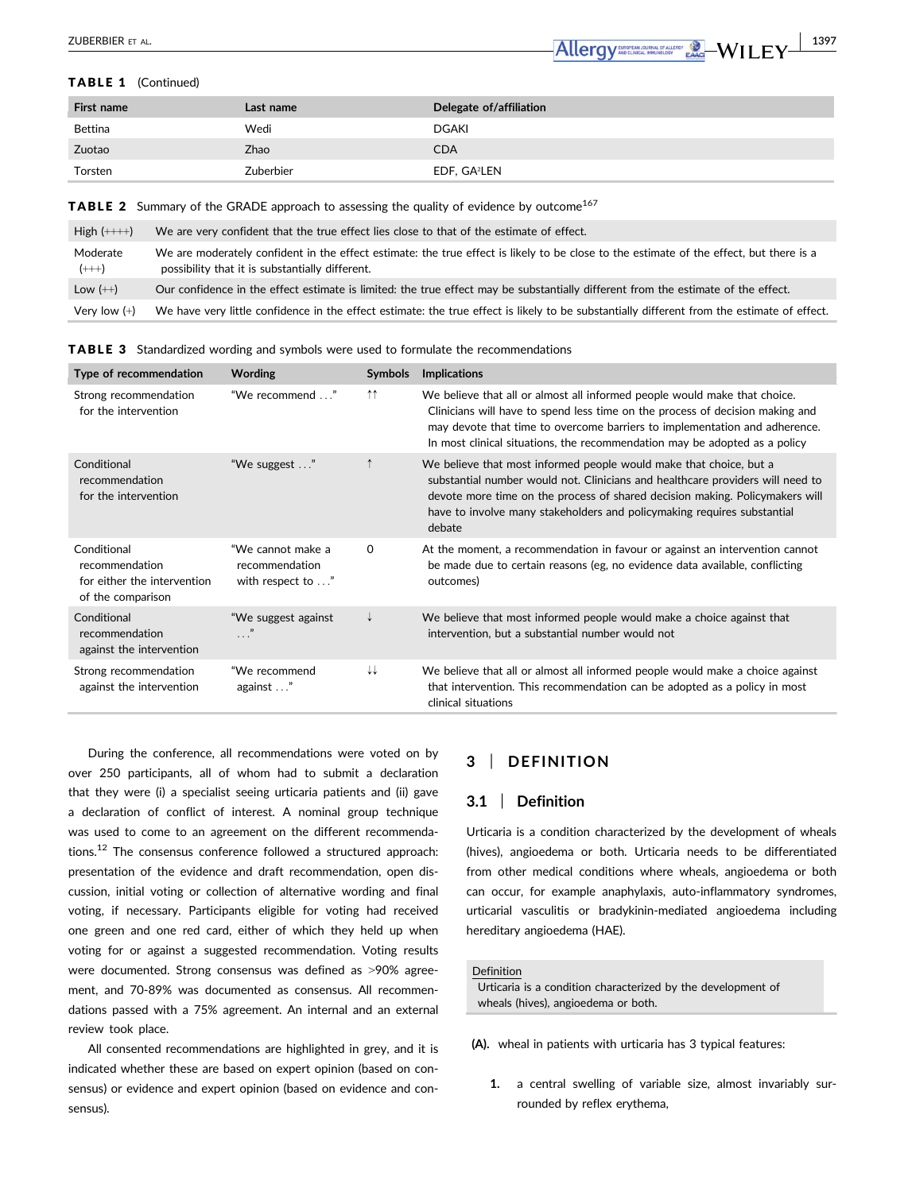**TABLE 1** (Continued)

| First name | Last name | Delegate of/affiliation |
|---|---|---|
| Bettina | Wedi | DGAKI |
| Zuotao | Zhao | CDA |
| Torsten | Zuberbier | EDF, GA²LEN |

**TABLE 2** Summary of the GRADE approach to assessing the quality of evidence by outcome[167]

| | |
|---|---|
| High (++++) | We are very confident that the true effect lies close to that of the estimate of effect. |
| Moderate (+++) | We are moderately confident in the effect estimate: the true effect is likely to be close to the estimate of the effect, but there is a possibility that it is substantially different. |
| Low (++) | Our confidence in the effect estimate is limited: the true effect may be substantially different from the estimate of the effect. |
| Very low (+) | We have very little confidence in the effect estimate: the true effect is likely to be substantially different from the estimate of effect. |

**TABLE 3** Standardized wording and symbols were used to formulate the recommendations

| Type of recommendation | Wording | Symbols | Implications |
|---|---|---|---|
| Strong recommendation for the intervention | "We recommend …" | ↑↑ | We believe that all or almost all informed people would make that choice. Clinicians will have to spend less time on the process of decision making and may devote that time to overcome barriers to implementation and adherence. In most clinical situations, the recommendation may be adopted as a policy |
| Conditional recommendation for the intervention | "We suggest …" | ↑ | We believe that most informed people would make that choice, but a substantial number would not. Clinicians and healthcare providers will need to devote more time on the process of shared decision making. Policymakers will have to involve many stakeholders and policymaking requires substantial debate |
| Conditional recommendation for either the intervention of the comparison | "We cannot make a recommendation with respect to …" | 0 | At the moment, a recommendation in favour or against an intervention cannot be made due to certain reasons (eg, no evidence data available, conflicting outcomes) |
| Conditional recommendation against the intervention | "We suggest against …" | ↓ | We believe that most informed people would make a choice against that intervention, but a substantial number would not |
| Strong recommendation against the intervention | "We recommend against …" | ↓↓ | We believe that all or almost all informed people would make a choice against that intervention. This recommendation can be adopted as a policy in most clinical situations |

During the conference, all recommendations were voted on by over 250 participants, all of whom had to submit a declaration that they were (i) a specialist seeing urticaria patients and (ii) gave a declaration of conflict of interest. A nominal group technique was used to come to an agreement on the different recommendations.[12] The consensus conference followed a structured approach: presentation of the evidence and draft recommendation, open discussion, initial voting or collection of alternative wording and final voting, if necessary. Participants eligible for voting had received one green and one red card, either of which they held up when voting for or against a suggested recommendation. Voting results were documented. Strong consensus was defined as >90% agreement, and 70-89% was documented as consensus. All recommendations passed with a 75% agreement. An internal and an external review took place.

All consented recommendations are highlighted in grey, and it is indicated whether these are based on expert opinion (based on consensus) or evidence and expert opinion (based on evidence and consensus).

## 3 | DEFINITION

### 3.1 | Definition

Urticaria is a condition characterized by the development of wheals (hives), angioedema or both. Urticaria needs to be differentiated from other medical conditions where wheals, angioedema or both can occur, for example anaphylaxis, auto-inflammatory syndromes, urticarial vasculitis or bradykinin-mediated angioedema including hereditary angioedema (HAE).

> Definition
> Urticaria is a condition characterized by the development of wheals (hives), angioedema or both.

**(A).** wheal in patients with urticaria has 3 typical features:

1. a central swelling of variable size, almost invariably surrounded by reflex erythema,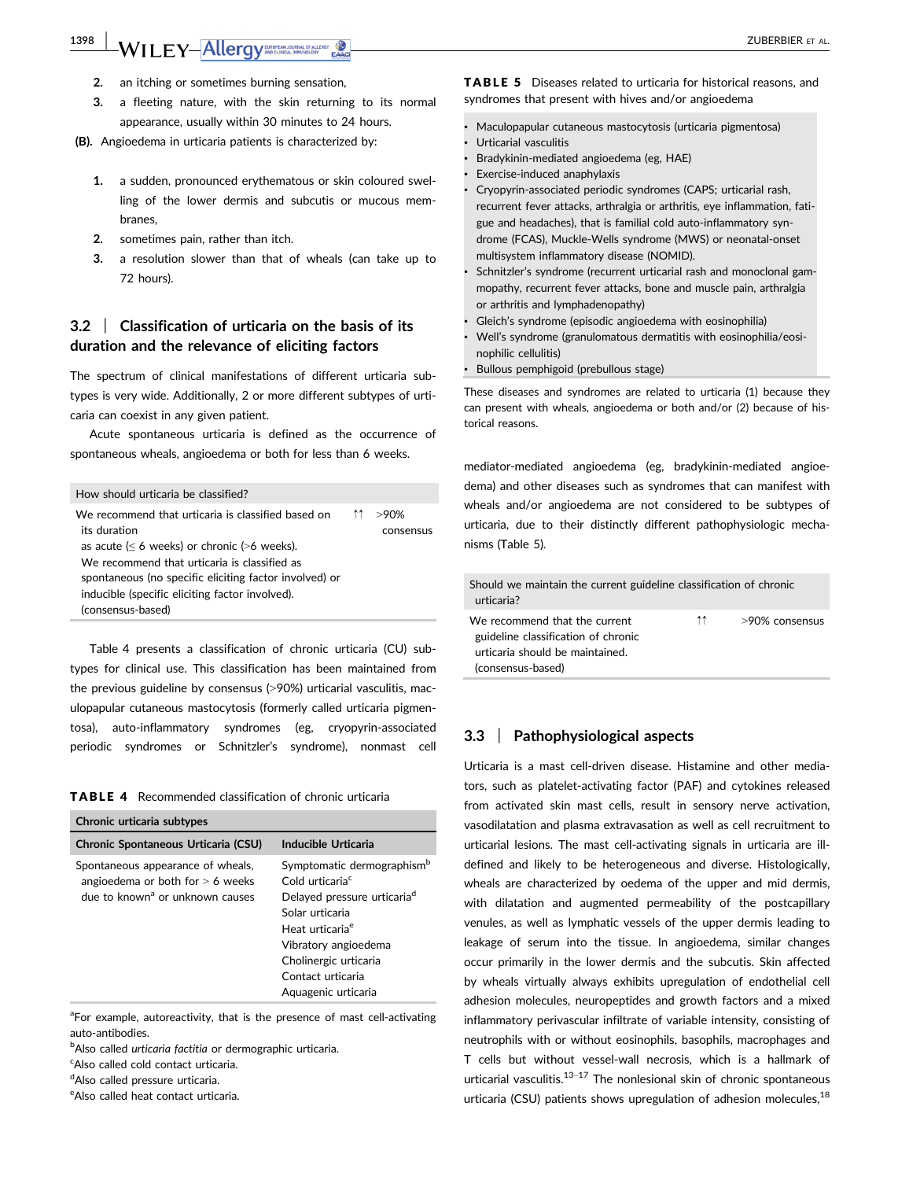2. an itching or sometimes burning sensation,
3. a fleeting nature, with the skin returning to its normal appearance, usually within 30 minutes to 24 hours.

**(B).** Angioedema in urticaria patients is characterized by:

1. a sudden, pronounced erythematous or skin coloured swelling of the lower dermis and subcutis or mucous membranes,
2. sometimes pain, rather than itch.
3. a resolution slower than that of wheals (can take up to 72 hours).

### 3.2 | Classification of urticaria on the basis of its duration and the relevance of eliciting factors

The spectrum of clinical manifestations of different urticaria subtypes is very wide. Additionally, 2 or more different subtypes of urticaria can coexist in any given patient.

Acute spontaneous urticaria is defined as the occurrence of spontaneous wheals, angioedema or both for less than 6 weeks.

| How should urticaria be classified? | | |
|---|---|---|
| We recommend that urticaria is classified based on its duration as acute (≤ 6 weeks) or chronic (>6 weeks). We recommend that urticaria is classified as spontaneous (no specific eliciting factor involved) or inducible (specific eliciting factor involved). (consensus-based) | ↑↑ | >90% consensus |

Table 4 presents a classification of chronic urticaria (CU) subtypes for clinical use. This classification has been maintained from the previous guideline by consensus (>90%) urticarial vasculitis, maculopapular cutaneous mastocytosis (formerly called urticaria pigmentosa), auto-inflammatory syndromes (eg, cryopyrin-associated periodic syndromes or Schnitzler's syndrome), nonmast cell mediator-mediated angioedema (eg, bradykinin-mediated angioedema) and other diseases such as syndromes that can manifest with wheals and/or angioedema are not considered to be subtypes of urticaria, due to their distinctly different pathophysiologic mechanisms (Table 5).

**TABLE 4** Recommended classification of chronic urticaria

| Chronic urticaria subtypes | |
|---|---|
| **Chronic Spontaneous Urticaria (CSU)** | **Inducible Urticaria** |
| Spontaneous appearance of wheals, angioedema or both for > 6 weeks due to known[a] or unknown causes | Symptomatic dermographism[b]<br>Cold urticaria[c]<br>Delayed pressure urticaria[d]<br>Solar urticaria<br>Heat urticaria[e]<br>Vibratory angioedema<br>Cholinergic urticaria<br>Contact urticaria<br>Aquagenic urticaria |

[a]For example, autoreactivity, that is the presence of mast cell-activating auto-antibodies.
[b]Also called *urticaria factitia* or dermographic urticaria.
[c]Also called cold contact urticaria.
[d]Also called pressure urticaria.
[e]Also called heat contact urticaria.

**TABLE 5** Diseases related to urticaria for historical reasons, and syndromes that present with hives and/or angioedema

- Maculopapular cutaneous mastocytosis (urticaria pigmentosa)
- Urticarial vasculitis
- Bradykinin-mediated angioedema (eg, HAE)
- Exercise-induced anaphylaxis
- Cryopyrin-associated periodic syndromes (CAPS; urticarial rash, recurrent fever attacks, arthralgia or arthritis, eye inflammation, fatigue and headaches), that is familial cold auto-inflammatory syndrome (FCAS), Muckle-Wells syndrome (MWS) or neonatal-onset multisystem inflammatory disease (NOMID).
- Schnitzler's syndrome (recurrent urticarial rash and monoclonal gammopathy, recurrent fever attacks, bone and muscle pain, arthralgia or arthritis and lymphadenopathy)
- Gleich's syndrome (episodic angioedema with eosinophilia)
- Well's syndrome (granulomatous dermatitis with eosinophilia/eosinophilic cellulitis)
- Bullous pemphigoid (prebullous stage)

These diseases and syndromes are related to urticaria (1) because they can present with wheals, angioedema or both and/or (2) because of historical reasons.

| Should we maintain the current guideline classification of chronic urticaria? | | |
|---|---|---|
| We recommend that the current guideline classification of chronic urticaria should be maintained. (consensus-based) | ↑↑ | >90% consensus |

### 3.3 | Pathophysiological aspects

Urticaria is a mast cell-driven disease. Histamine and other mediators, such as platelet-activating factor (PAF) and cytokines released from activated skin mast cells, result in sensory nerve activation, vasodilatation and plasma extravasation as well as cell recruitment to urticarial lesions. The mast cell-activating signals in urticaria are ill-defined and likely to be heterogeneous and diverse. Histologically, wheals are characterized by oedema of the upper and mid dermis, with dilatation and augmented permeability of the postcapillary venules, as well as lymphatic vessels of the upper dermis leading to leakage of serum into the tissue. In angioedema, similar changes occur primarily in the lower dermis and the subcutis. Skin affected by wheals virtually always exhibits upregulation of endothelial cell adhesion molecules, neuropeptides and growth factors and a mixed inflammatory perivascular infiltrate of variable intensity, consisting of neutrophils with or without eosinophils, basophils, macrophages and T cells but without vessel-wall necrosis, which is a hallmark of urticarial vasculitis.[13–17] The nonlesional skin of chronic spontaneous urticaria (CSU) patients shows upregulation of adhesion molecules,[18]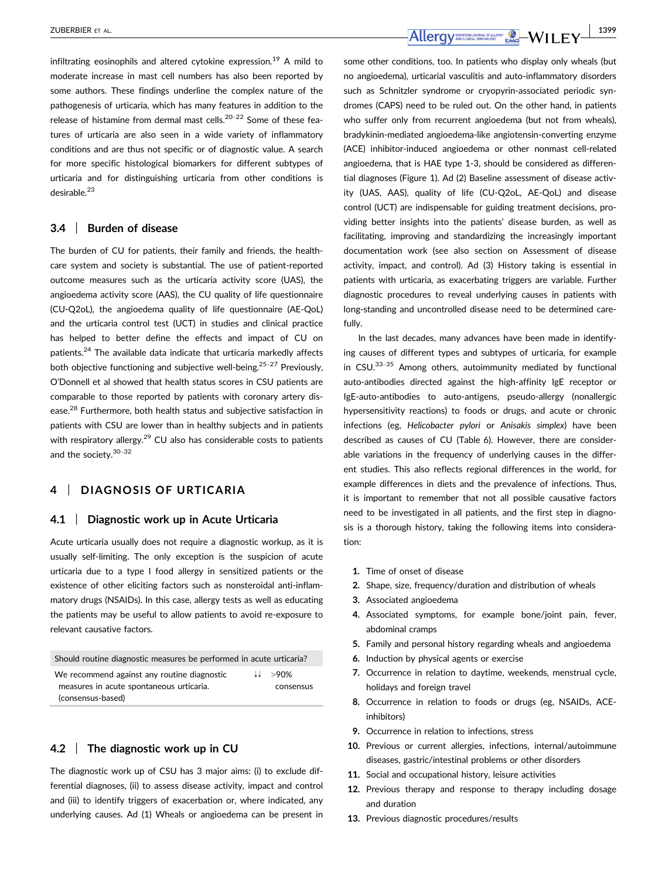infiltrating eosinophils and altered cytokine expression.[19] A mild to moderate increase in mast cell numbers has also been reported by some authors. These findings underline the complex nature of the pathogenesis of urticaria, which has many features in addition to the release of histamine from dermal mast cells.[20–22] Some of these features of urticaria are also seen in a wide variety of inflammatory conditions and are thus not specific or of diagnostic value. A search for more specific histological biomarkers for different subtypes of urticaria and for distinguishing urticaria from other conditions is desirable.[23]

### 3.4 | Burden of disease

The burden of CU for patients, their family and friends, the health-care system and society is substantial. The use of patient-reported outcome measures such as the urticaria activity score (UAS), the angioedema activity score (AAS), the CU quality of life questionnaire (CU-Q2oL), the angioedema quality of life questionnaire (AE-QoL) and the urticaria control test (UCT) in studies and clinical practice has helped to better define the effects and impact of CU on patients.[24] The available data indicate that urticaria markedly affects both objective functioning and subjective well-being.[25–27] Previously, O'Donnell et al showed that health status scores in CSU patients are comparable to those reported by patients with coronary artery disease.[28] Furthermore, both health status and subjective satisfaction in patients with CSU are lower than in healthy subjects and in patients with respiratory allergy.[29] CU also has considerable costs to patients and the society.[30–32]

## 4 | DIAGNOSIS OF URTICARIA

### 4.1 | Diagnostic work up in Acute Urticaria

Acute urticaria usually does not require a diagnostic workup, as it is usually self-limiting. The only exception is the suspicion of acute urticaria due to a type I food allergy in sensitized patients or the existence of other eliciting factors such as nonsteroidal anti-inflammatory drugs (NSAIDs). In this case, allergy tests as well as educating the patients may be useful to allow patients to avoid re-exposure to relevant causative factors.

| Should routine diagnostic measures be performed in acute urticaria? | | |
|---|---|---|
| We recommend against any routine diagnostic measures in acute spontaneous urticaria. (consensus-based) | ↓↓ | >90% consensus |

### 4.2 | The diagnostic work up in CU

The diagnostic work up of CSU has 3 major aims: (i) to exclude differential diagnoses, (ii) to assess disease activity, impact and control and (iii) to identify triggers of exacerbation or, where indicated, any underlying causes. Ad (1) Wheals or angioedema can be present in some other conditions, too. In patients who display only wheals (but no angioedema), urticarial vasculitis and auto-inflammatory disorders such as Schnitzler syndrome or cryopyrin-associated periodic syndromes (CAPS) need to be ruled out. On the other hand, in patients who suffer only from recurrent angioedema (but not from wheals), bradykinin-mediated angioedema-like angiotensin-converting enzyme (ACE) inhibitor-induced angioedema or other nonmast cell-related angioedema, that is HAE type 1-3, should be considered as differential diagnoses (Figure 1). Ad (2) Baseline assessment of disease activity (UAS, AAS), quality of life (CU-Q2oL, AE-QoL) and disease control (UCT) are indispensable for guiding treatment decisions, providing better insights into the patients' disease burden, as well as facilitating, improving and standardizing the increasingly important documentation work (see also section on Assessment of disease activity, impact, and control). Ad (3) History taking is essential in patients with urticaria, as exacerbating triggers are variable. Further diagnostic procedures to reveal underlying causes in patients with long-standing and uncontrolled disease need to be determined carefully.

In the last decades, many advances have been made in identifying causes of different types and subtypes of urticaria, for example in CSU.[33–35] Among others, autoimmunity mediated by functional auto-antibodies directed against the high-affinity IgE receptor or IgE-auto-antibodies to auto-antigens, pseudo-allergy (nonallergic hypersensitivity reactions) to foods or drugs, and acute or chronic infections (eg, *Helicobacter pylori* or *Anisakis simplex*) have been described as causes of CU (Table 6). However, there are considerable variations in the frequency of underlying causes in the different studies. This also reflects regional differences in the world, for example differences in diets and the prevalence of infections. Thus, it is important to remember that not all possible causative factors need to be investigated in all patients, and the first step in diagnosis is a thorough history, taking the following items into consideration:

1. Time of onset of disease
2. Shape, size, frequency/duration and distribution of wheals
3. Associated angioedema
4. Associated symptoms, for example bone/joint pain, fever, abdominal cramps
5. Family and personal history regarding wheals and angioedema
6. Induction by physical agents or exercise
7. Occurrence in relation to daytime, weekends, menstrual cycle, holidays and foreign travel
8. Occurrence in relation to foods or drugs (eg, NSAIDs, ACE-inhibitors)
9. Occurrence in relation to infections, stress
10. Previous or current allergies, infections, internal/autoimmune diseases, gastric/intestinal problems or other disorders
11. Social and occupational history, leisure activities
12. Previous therapy and response to therapy including dosage and duration
13. Previous diagnostic procedures/results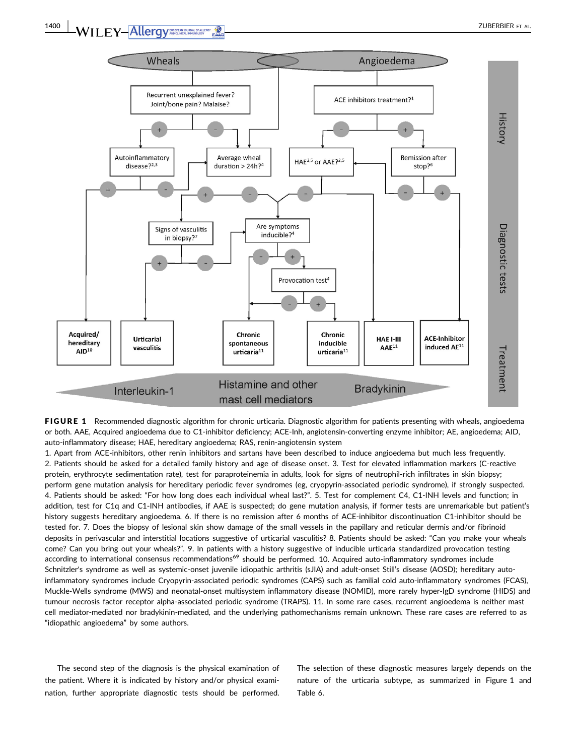**FIGURE 1** Recommended diagnostic algorithm for chronic urticaria. Diagnostic algorithm for patients presenting with wheals, angioedema or both. AAE, Acquired angioedema due to C1-inhibitor deficiency; ACE-Inh, angiotensin-converting enzyme inhibitor; AE, angioedema; AID, auto-inflammatory disease; HAE, hereditary angioedema; RAS, renin-angiotensin system

1. Apart from ACE-inhibitors, other renin inhibitors and sartans have been described to induce angioedema but much less frequently. 2. Patients should be asked for a detailed family history and age of disease onset. 3. Test for elevated inflammation markers (C-reactive protein, erythrocyte sedimentation rate), test for paraproteinemia in adults, look for signs of neutrophil-rich infiltrates in skin biopsy; perform gene mutation analysis for hereditary periodic fever syndromes (eg, cryopyrin-associated periodic syndrome), if strongly suspected. 4. Patients should be asked: "For how long does each individual wheal last?". 5. Test for complement C4, C1-INH levels and function; in addition, test for C1q and C1-INH antibodies, if AAE is suspected; do gene mutation analysis, if former tests are unremarkable but patient's history suggests hereditary angioedema. 6. If there is no remission after 6 months of ACE-inhibitor discontinuation C1-inhibitor should be tested for. 7. Does the biopsy of lesional skin show damage of the small vessels in the papillary and reticular dermis and/or fibrinoid deposits in perivascular and interstitial locations suggestive of urticarial vasculitis? 8. Patients should be asked: "Can you make your wheals come? Can you bring out your wheals?". 9. In patients with a history suggestive of inducible urticaria standardized provocation testing according to international consensus recommendations[69] should be performed. 10. Acquired auto-inflammatory syndromes include Schnitzler's syndrome as well as systemic-onset juvenile idiopathic arthritis (sJIA) and adult-onset Still's disease (AOSD); hereditary auto-inflammatory syndromes include Cryopyrin-associated periodic syndromes (CAPS) such as familial cold auto-inflammatory syndromes (FCAS), Muckle-Wells syndrome (MWS) and neonatal-onset multisystem inflammatory disease (NOMID), more rarely hyper-IgD syndrome (HIDS) and tumour necrosis factor receptor alpha-associated periodic syndrome (TRAPS). 11. In some rare cases, recurrent angioedema is neither mast cell mediator-mediated nor bradykinin-mediated, and the underlying pathomechanisms remain unknown. These rare cases are referred to as "idiopathic angioedema" by some authors.

The second step of the diagnosis is the physical examination of the patient. Where it is indicated by history and/or physical examination, further appropriate diagnostic tests should be performed. The selection of these diagnostic measures largely depends on the nature of the urticaria subtype, as summarized in Figure 1 and Table 6.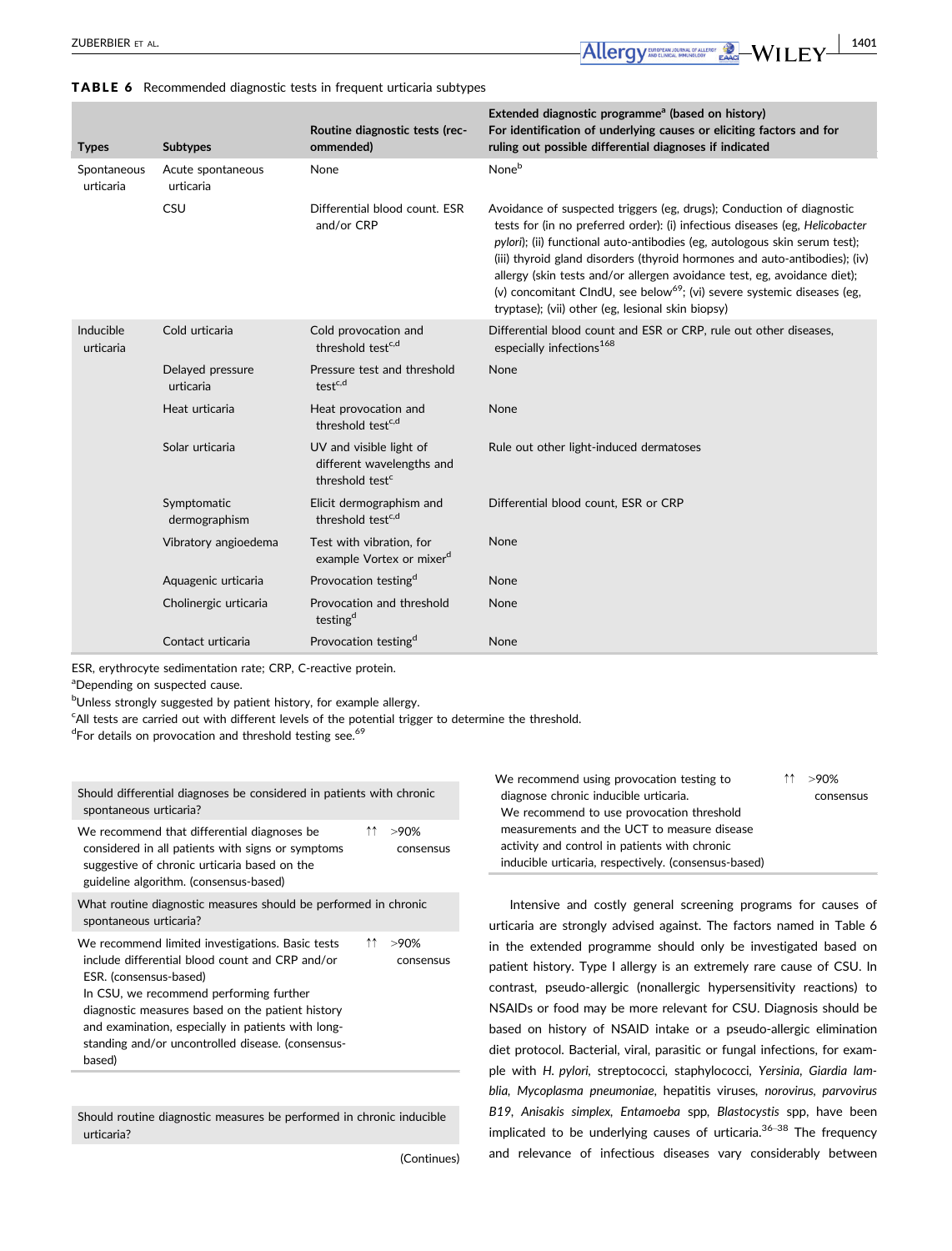**TABLE 6** Recommended diagnostic tests in frequent urticaria subtypes

| Types | Subtypes | Routine diagnostic tests (recommended) | Extended diagnostic programme[a] (based on history) For identification of underlying causes or eliciting factors and for ruling out possible differential diagnoses if indicated |
|---|---|---|---|
| Spontaneous urticaria | Acute spontaneous urticaria | None | None[b] |
| | CSU | Differential blood count. ESR and/or CRP | Avoidance of suspected triggers (eg, drugs); Conduction of diagnostic tests for (in no preferred order): (i) infectious diseases (eg, *Helicobacter pylori*); (ii) functional auto-antibodies (eg, autologous skin serum test); (iii) thyroid gland disorders (thyroid hormones and auto-antibodies); (iv) allergy (skin tests and/or allergen avoidance test, eg, avoidance diet); (v) concomitant CIndU, see below[69]; (vi) severe systemic diseases (eg, tryptase); (vii) other (eg, lesional skin biopsy) |
| Inducible urticaria | Cold urticaria | Cold provocation and threshold test[c,d] | Differential blood count and ESR or CRP, rule out other diseases, especially infections[168] |
| | Delayed pressure urticaria | Pressure test and threshold test[c,d] | None |
| | Heat urticaria | Heat provocation and threshold test[c,d] | None |
| | Solar urticaria | UV and visible light of different wavelengths and threshold test[c] | Rule out other light-induced dermatoses |
| | Symptomatic dermographism | Elicit dermographism and threshold test[c,d] | Differential blood count, ESR or CRP |
| | Vibratory angioedema | Test with vibration, for example Vortex or mixer[d] | None |
| | Aquagenic urticaria | Provocation testing[d] | None |
| | Cholinergic urticaria | Provocation and threshold testing[d] | None |
| | Contact urticaria | Provocation testing[d] | None |

ESR, erythrocyte sedimentation rate; CRP, C-reactive protein.

[a]Depending on suspected cause.

[b]Unless strongly suggested by patient history, for example allergy.

[c]All tests are carried out with different levels of the potential trigger to determine the threshold.

[d]For details on provocation and threshold testing see.[69]

| Should differential diagnoses be considered in patients with chronic spontaneous urticaria? | | |
|---|---|---|
| We recommend that differential diagnoses be considered in all patients with signs or symptoms suggestive of chronic urticaria based on the guideline algorithm. (consensus-based) | ↑↑ | >90% consensus |
| **What routine diagnostic measures should be performed in chronic spontaneous urticaria?** | | |
| We recommend limited investigations. Basic tests include differential blood count and CRP and/or ESR. (consensus-based)<br>In CSU, we recommend performing further diagnostic measures based on the patient history and examination, especially in patients with long-standing and/or uncontrolled disease. (consensus-based) | ↑↑ | >90% consensus |

| Should routine diagnostic measures be performed in chronic inducible urticaria? | | |
|---|---|---|
| We recommend using provocation testing to diagnose chronic inducible urticaria.<br>We recommend to use provocation threshold measurements and the UCT to measure disease activity and control in patients with chronic inducible urticaria, respectively. (consensus-based) | ↑↑ | >90% consensus |

Intensive and costly general screening programs for causes of urticaria are strongly advised against. The factors named in Table 6 in the extended programme should only be investigated based on patient history. Type I allergy is an extremely rare cause of CSU. In contrast, pseudo-allergic (nonallergic hypersensitivity reactions) to NSAIDs or food may be more relevant for CSU. Diagnosis should be based on history of NSAID intake or a pseudo-allergic elimination diet protocol. Bacterial, viral, parasitic or fungal infections, for example with *H. pylori*, streptococci, staphylococci, *Yersinia*, *Giardia lamblia*, *Mycoplasma pneumoniae*, hepatitis viruses, *norovirus*, *parvovirus B19*, *Anisakis simplex*, *Entamoeba* spp, *Blastocystis* spp, have been implicated to be underlying causes of urticaria.[36–38] The frequency and relevance of infectious diseases vary considerably between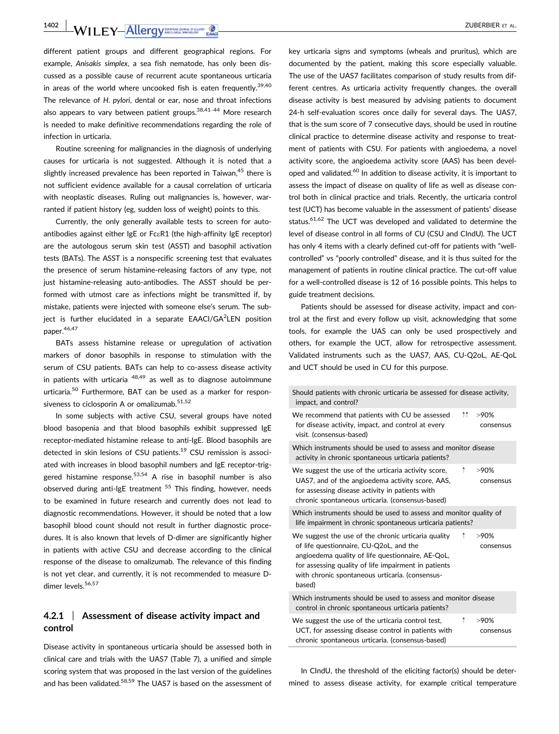different patient groups and different geographical regions. For example, *Anisakis simplex*, a sea fish nematode, has only been discussed as a possible cause of recurrent acute spontaneous urticaria in areas of the world where uncooked fish is eaten frequently.[39,40] The relevance of *H. pylori*, dental or ear, nose and throat infections also appears to vary between patient groups.[38,41–44] More research is needed to make definitive recommendations regarding the role of infection in urticaria.

Routine screening for malignancies in the diagnosis of underlying causes for urticaria is not suggested. Although it is noted that a slightly increased prevalence has been reported in Taiwan,[45] there is not sufficient evidence available for a causal correlation of urticaria with neoplastic diseases. Ruling out malignancies is, however, warranted if patient history (eg, sudden loss of weight) points to this.

Currently, the only generally available tests to screen for autoantibodies against either IgE or FcεR1 (the high-affinity IgE receptor) are the autologous serum skin test (ASST) and basophil activation tests (BATs). The ASST is a nonspecific screening test that evaluates the presence of serum histamine-releasing factors of any type, not just histamine-releasing auto-antibodies. The ASST should be performed with utmost care as infections might be transmitted if, by mistake, patients were injected with someone else's serum. The subject is further elucidated in a separate EAACI/GA$^2$LEN position paper.[46,47]

BATs assess histamine release or upregulation of activation markers of donor basophils in response to stimulation with the serum of CSU patients. BATs can help to co-assess disease activity in patients with urticaria [48,49] as well as to diagnose autoimmune urticaria.[50] Furthermore, BAT can be used as a marker for responsiveness to ciclosporin A or omalizumab.[51,52]

In some subjects with active CSU, several groups have noted blood basopenia and that blood basophils exhibit suppressed IgE receptor-mediated histamine release to anti-IgE. Blood basophils are detected in skin lesions of CSU patients.[19] CSU remission is associated with increases in blood basophil numbers and IgE receptor-triggered histamine response.[53,54] A rise in basophil number is also observed during anti-IgE treatment [55] This finding, however, needs to be examined in future research and currently does not lead to diagnostic recommendations. However, it should be noted that a low basophil blood count should not result in further diagnostic procedures. It is also known that levels of D-dimer are significantly higher in patients with active CSU and decrease according to the clinical response of the disease to omalizumab. The relevance of this finding is not yet clear, and currently, it is not recommended to measure D-dimer levels.[56,57]

### 4.2.1 | Assessment of disease activity impact and control

Disease activity in spontaneous urticaria should be assessed both in clinical care and trials with the UAS7 (Table 7), a unified and simple scoring system that was proposed in the last version of the guidelines and has been validated.[58,59] The UAS7 is based on the assessment of key urticaria signs and symptoms (wheals and pruritus), which are documented by the patient, making this score especially valuable. The use of the UAS7 facilitates comparison of study results from different centres. As urticaria activity frequently changes, the overall disease activity is best measured by advising patients to document 24-h self-evaluation scores once daily for several days. The UAS7, that is the sum score of 7 consecutive days, should be used in routine clinical practice to determine disease activity and response to treatment of patients with CSU. For patients with angioedema, a novel activity score, the angioedema activity score (AAS) has been developed and validated.[60] In addition to disease activity, it is important to assess the impact of disease on quality of life as well as disease control both in clinical practice and trials. Recently, the urticaria control test (UCT) has become valuable in the assessment of patients' disease status.[61,62] The UCT was developed and validated to determine the level of disease control in all forms of CU (CSU and CIndU). The UCT has only 4 items with a clearly defined cut-off for patients with "well-controlled" vs "poorly controlled" disease, and it is thus suited for the management of patients in routine clinical practice. The cut-off value for a well-controlled disease is 12 of 16 possible points. This helps to guide treatment decisions.

Patients should be assessed for disease activity, impact and control at the first and every follow up visit, acknowledging that some tools, for example the UAS can only be used prospectively and others, for example the UCT, allow for retrospective assessment. Validated instruments such as the UAS7, AAS, CU-Q2oL, AE-QoL and UCT should be used in CU for this purpose.

| Should patients with chronic urticaria be assessed for disease activity, impact, and control? | | |
|---|---|---|
| We recommend that patients with CU be assessed for disease activity, impact, and control at every visit. (consensus-based) | ↑↑ | >90% consensus |
| **Which instruments should be used to assess and monitor disease activity in chronic spontaneous urticaria patients?** | | |
| We suggest the use of the urticaria activity score, UAS7, and of the angioedema activity score, AAS, for assessing disease activity in patients with chronic spontaneous urticaria. (consensus-based) | ↑ | >90% consensus |
| **Which instruments should be used to assess and monitor quality of life impairment in chronic spontaneous urticaria patients?** | | |
| We suggest the use of the chronic urticaria quality of life questionnaire, CU-Q2oL, and the angioedema quality of life questionnaire, AE-QoL, for assessing quality of life impairment in patients with chronic spontaneous urticaria. (consensus-based) | ↑ | >90% consensus |
| **Which instruments should be used to assess and monitor disease control in chronic spontaneous urticaria patients?** | | |
| We suggest the use of the urticaria control test, UCT, for assessing disease control in patients with chronic spontaneous urticaria. (consensus-based) | ↑ | >90% consensus |

In CIndU, the threshold of the eliciting factor(s) should be determined to assess disease activity, for example critical temperature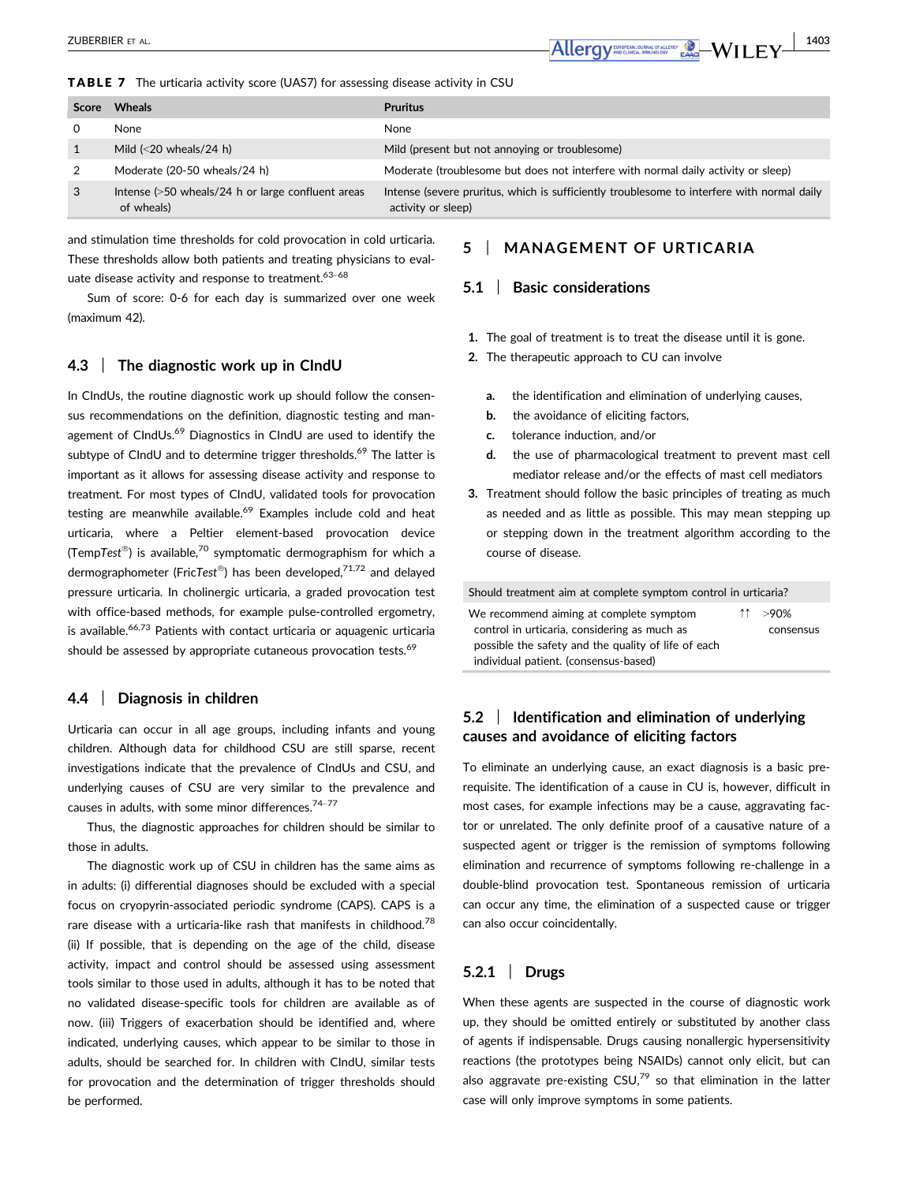**TABLE 7** The urticaria activity score (UAS7) for assessing disease activity in CSU

| Score | Wheals | Pruritus |
|---|---|---|
| 0 | None | None |
| 1 | Mild (<20 wheals/24 h) | Mild (present but not annoying or troublesome) |
| 2 | Moderate (20-50 wheals/24 h) | Moderate (troublesome but does not interfere with normal daily activity or sleep) |
| 3 | Intense (>50 wheals/24 h or large confluent areas of wheals) | Intense (severe pruritus, which is sufficiently troublesome to interfere with normal daily activity or sleep) |

Sum of score: 0-6 for each day is summarized over one week (maximum 42).

and stimulation time thresholds for cold provocation in cold urticaria. These thresholds allow both patients and treating physicians to evaluate disease activity and response to treatment.[63–68]

### 4.3 | The diagnostic work up in CIndU

In CIndUs, the routine diagnostic work up should follow the consensus recommendations on the definition, diagnostic testing and management of CIndUs.[69] Diagnostics in CIndU are used to identify the subtype of CIndU and to determine trigger thresholds.[69] The latter is important as it allows for assessing disease activity and response to treatment. For most types of CIndU, validated tools for provocation testing are meanwhile available.[69] Examples include cold and heat urticaria, where a Peltier element-based provocation device (Temp*Test*®) is available,[70] symptomatic dermographism for which a dermographometer (Fric*Test*®) has been developed,[71,72] and delayed pressure urticaria. In cholinergic urticaria, a graded provocation test with office-based methods, for example pulse-controlled ergometry, is available.[66,73] Patients with contact urticaria or aquagenic urticaria should be assessed by appropriate cutaneous provocation tests.[69]

### 4.4 | Diagnosis in children

Urticaria can occur in all age groups, including infants and young children. Although data for childhood CSU are still sparse, recent investigations indicate that the prevalence of CIndUs and CSU, and underlying causes of CSU are very similar to the prevalence and causes in adults, with some minor differences.[74–77]

Thus, the diagnostic approaches for children should be similar to those in adults.

The diagnostic work up of CSU in children has the same aims as in adults: (i) differential diagnoses should be excluded with a special focus on cryopyrin-associated periodic syndrome (CAPS). CAPS is a rare disease with a urticaria-like rash that manifests in childhood.[78] (ii) If possible, that is depending on the age of the child, disease activity, impact and control should be assessed using assessment tools similar to those used in adults, although it has to be noted that no validated disease-specific tools for children are available as of now. (iii) Triggers of exacerbation should be identified and, where indicated, underlying causes, which appear to be similar to those in adults, should be searched for. In children with CIndU, similar tests for provocation and the determination of trigger thresholds should be performed.

## 5 | MANAGEMENT OF URTICARIA

### 5.1 | Basic considerations

1. The goal of treatment is to treat the disease until it is gone.
2. The therapeutic approach to CU can involve
   - a. the identification and elimination of underlying causes,
   - b. the avoidance of eliciting factors,
   - c. tolerance induction, and/or
   - d. the use of pharmacological treatment to prevent mast cell mediator release and/or the effects of mast cell mediators
3. Treatment should follow the basic principles of treating as much as needed and as little as possible. This may mean stepping up or stepping down in the treatment algorithm according to the course of disease.

| Should treatment aim at complete symptom control in urticaria? | | |
|---|---|---|
| We recommend aiming at complete symptom control in urticaria, considering as much as possible the safety and the quality of life of each individual patient. (consensus-based) | ↑↑ | >90% consensus |

### 5.2 | Identification and elimination of underlying causes and avoidance of eliciting factors

To eliminate an underlying cause, an exact diagnosis is a basic prerequisite. The identification of a cause in CU is, however, difficult in most cases, for example infections may be a cause, aggravating factor or unrelated. The only definite proof of a causative nature of a suspected agent or trigger is the remission of symptoms following elimination and recurrence of symptoms following re-challenge in a double-blind provocation test. Spontaneous remission of urticaria can occur any time, the elimination of a suspected cause or trigger can also occur coincidentally.

#### 5.2.1 | Drugs

When these agents are suspected in the course of diagnostic work up, they should be omitted entirely or substituted by another class of agents if indispensable. Drugs causing nonallergic hypersensitivity reactions (the prototypes being NSAIDs) cannot only elicit, but can also aggravate pre-existing CSU,[79] so that elimination in the latter case will only improve symptoms in some patients.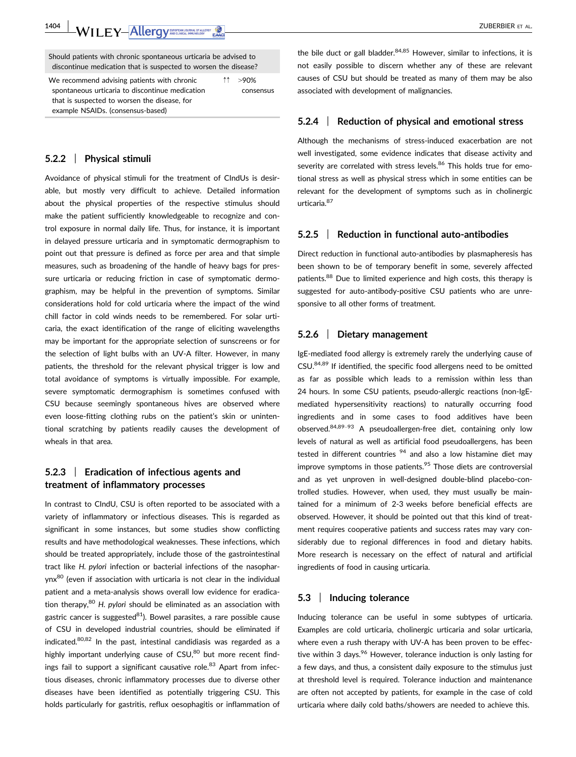| Should patients with chronic spontaneous urticaria be advised to discontinue medication that is suspected to worsen the disease? | | |
|---|---|---|
| We recommend advising patients with chronic spontaneous urticaria to discontinue medication that is suspected to worsen the disease, for example NSAIDs. (consensus-based) | ↑↑ | >90% consensus |

### 5.2.2 | Physical stimuli

Avoidance of physical stimuli for the treatment of CIndUs is desirable, but mostly very difficult to achieve. Detailed information about the physical properties of the respective stimulus should make the patient sufficiently knowledgeable to recognize and control exposure in normal daily life. Thus, for instance, it is important in delayed pressure urticaria and in symptomatic dermographism to point out that pressure is defined as force per area and that simple measures, such as broadening of the handle of heavy bags for pressure urticaria or reducing friction in case of symptomatic dermographism, may be helpful in the prevention of symptoms. Similar considerations hold for cold urticaria where the impact of the wind chill factor in cold winds needs to be remembered. For solar urticaria, the exact identification of the range of eliciting wavelengths may be important for the appropriate selection of sunscreens or for the selection of light bulbs with an UV-A filter. However, in many patients, the threshold for the relevant physical trigger is low and total avoidance of symptoms is virtually impossible. For example, severe symptomatic dermographism is sometimes confused with CSU because seemingly spontaneous hives are observed where even loose-fitting clothing rubs on the patient's skin or unintentional scratching by patients readily causes the development of wheals in that area.

### 5.2.3 | Eradication of infectious agents and treatment of inflammatory processes

In contrast to CIndU, CSU is often reported to be associated with a variety of inflammatory or infectious diseases. This is regarded as significant in some instances, but some studies show conflicting results and have methodological weaknesses. These infections, which should be treated appropriately, include those of the gastrointestinal tract like *H. pylori* infection or bacterial infections of the nasopharynx[80] (even if association with urticaria is not clear in the individual patient and a meta-analysis shows overall low evidence for eradication therapy,[80] *H. pylori* should be eliminated as an association with gastric cancer is suggested[81]). Bowel parasites, a rare possible cause of CSU in developed industrial countries, should be eliminated if indicated.[80,82] In the past, intestinal candidiasis was regarded as a highly important underlying cause of CSU,[80] but more recent findings fail to support a significant causative role.[83] Apart from infectious diseases, chronic inflammatory processes due to diverse other diseases have been identified as potentially triggering CSU. This holds particularly for gastritis, reflux oesophagitis or inflammation of the bile duct or gall bladder.[84,85] However, similar to infections, it is not easily possible to discern whether any of these are relevant causes of CSU but should be treated as many of them may be also associated with development of malignancies.

### 5.2.4 | Reduction of physical and emotional stress

Although the mechanisms of stress-induced exacerbation are not well investigated, some evidence indicates that disease activity and severity are correlated with stress levels.[86] This holds true for emotional stress as well as physical stress which in some entities can be relevant for the development of symptoms such as in cholinergic urticaria.[87]

### 5.2.5 | Reduction in functional auto-antibodies

Direct reduction in functional auto-antibodies by plasmapheresis has been shown to be of temporary benefit in some, severely affected patients.[88] Due to limited experience and high costs, this therapy is suggested for auto-antibody-positive CSU patients who are unresponsive to all other forms of treatment.

### 5.2.6 | Dietary management

IgE-mediated food allergy is extremely rarely the underlying cause of CSU.[84,89] If identified, the specific food allergens need to be omitted as far as possible which leads to a remission within less than 24 hours. In some CSU patients, pseudo-allergic reactions (non-IgE-mediated hypersensitivity reactions) to naturally occurring food ingredients and in some cases to food additives have been observed.[84,89–93] A pseudoallergen-free diet, containing only low levels of natural as well as artificial food pseudoallergens, has been tested in different countries [94] and also a low histamine diet may improve symptoms in those patients.[95] Those diets are controversial and as yet unproven in well-designed double-blind placebo-controlled studies. However, when used, they must usually be maintained for a minimum of 2-3 weeks before beneficial effects are observed. However, it should be pointed out that this kind of treatment requires cooperative patients and success rates may vary considerably due to regional differences in food and dietary habits. More research is necessary on the effect of natural and artificial ingredients of food in causing urticaria.

## 5.3 | Inducing tolerance

Inducing tolerance can be useful in some subtypes of urticaria. Examples are cold urticaria, cholinergic urticaria and solar urticaria, where even a rush therapy with UV-A has been proven to be effective within 3 days.[96] However, tolerance induction is only lasting for a few days, and thus, a consistent daily exposure to the stimulus just at threshold level is required. Tolerance induction and maintenance are often not accepted by patients, for example in the case of cold urticaria where daily cold baths/showers are needed to achieve this.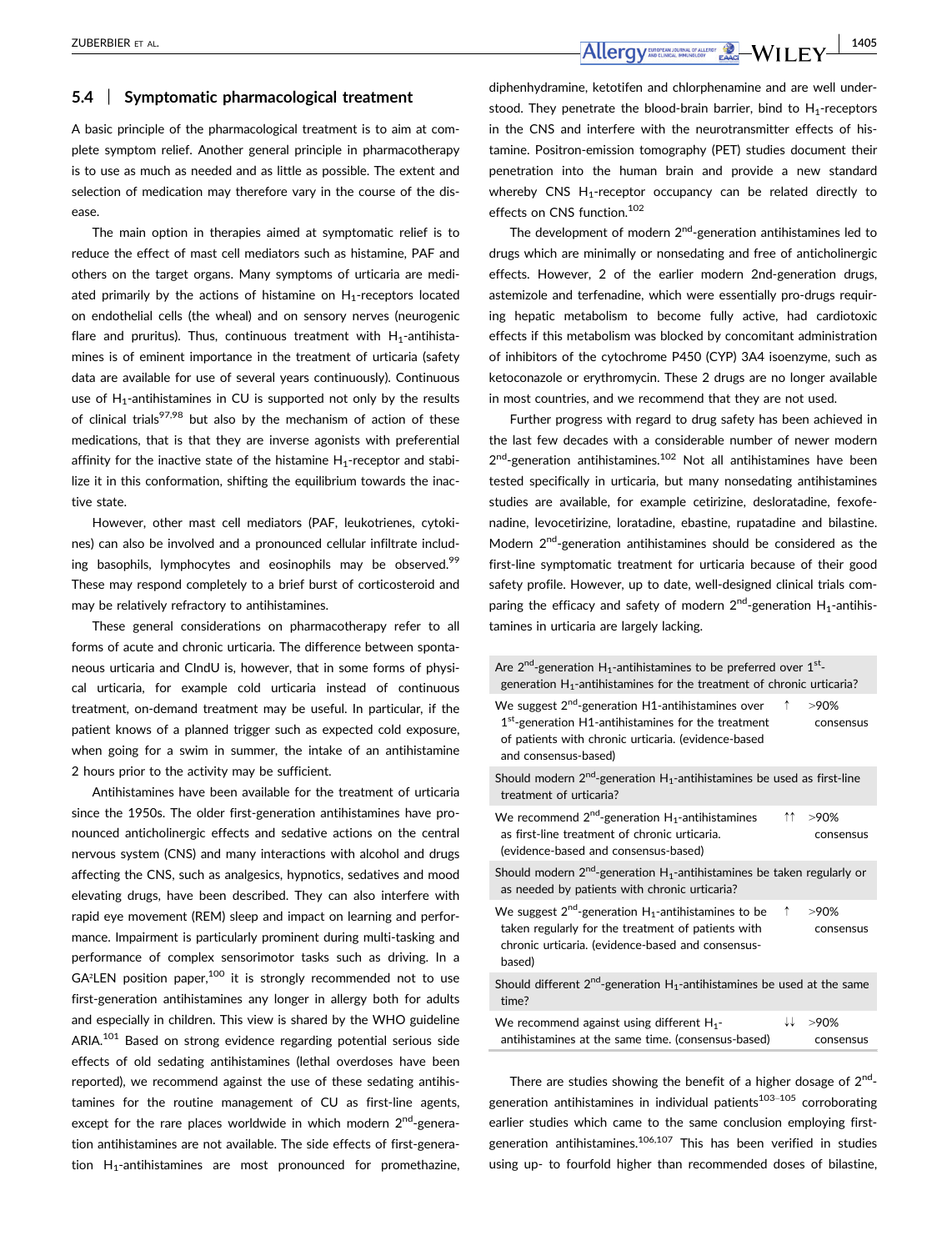## 5.4 | Symptomatic pharmacological treatment

A basic principle of the pharmacological treatment is to aim at complete symptom relief. Another general principle in pharmacotherapy is to use as much as needed and as little as possible. The extent and selection of medication may therefore vary in the course of the disease.

The main option in therapies aimed at symptomatic relief is to reduce the effect of mast cell mediators such as histamine, PAF and others on the target organs. Many symptoms of urticaria are mediated primarily by the actions of histamine on $H_1$-receptors located on endothelial cells (the wheal) and on sensory nerves (neurogenic flare and pruritus). Thus, continuous treatment with $H_1$-antihistamines is of eminent importance in the treatment of urticaria (safety data are available for use of several years continuously). Continuous use of $H_1$-antihistamines in CU is supported not only by the results of clinical trials[97,98] but also by the mechanism of action of these medications, that is that they are inverse agonists with preferential affinity for the inactive state of the histamine $H_1$-receptor and stabilize it in this conformation, shifting the equilibrium towards the inactive state.

However, other mast cell mediators (PAF, leukotrienes, cytokines) can also be involved and a pronounced cellular infiltrate including basophils, lymphocytes and eosinophils may be observed.[99] These may respond completely to a brief burst of corticosteroid and may be relatively refractory to antihistamines.

These general considerations on pharmacotherapy refer to all forms of acute and chronic urticaria. The difference between spontaneous urticaria and CIndU is, however, that in some forms of physical urticaria, for example cold urticaria instead of continuous treatment, on-demand treatment may be useful. In particular, if the patient knows of a planned trigger such as expected cold exposure, when going for a swim in summer, the intake of an antihistamine 2 hours prior to the activity may be sufficient.

Antihistamines have been available for the treatment of urticaria since the 1950s. The older first-generation antihistamines have pronounced anticholinergic effects and sedative actions on the central nervous system (CNS) and many interactions with alcohol and drugs affecting the CNS, such as analgesics, hypnotics, sedatives and mood elevating drugs, have been described. They can also interfere with rapid eye movement (REM) sleep and impact on learning and performance. Impairment is particularly prominent during multi-tasking and performance of complex sensorimotor tasks such as driving. In a GA²LEN position paper,[100] it is strongly recommended not to use first-generation antihistamines any longer in allergy both for adults and especially in children. This view is shared by the WHO guideline ARIA.[101] Based on strong evidence regarding potential serious side effects of old sedating antihistamines (lethal overdoses have been reported), we recommend against the use of these sedating antihistamines for the routine management of CU as first-line agents, except for the rare places worldwide in which modern 2nd-generation antihistamines are not available. The side effects of first-generation $H_1$-antihistamines are most pronounced for promethazine, diphenhydramine, ketotifen and chlorphenamine and are well understood. They penetrate the blood-brain barrier, bind to $H_1$-receptors in the CNS and interfere with the neurotransmitter effects of histamine. Positron-emission tomography (PET) studies document their penetration into the human brain and provide a new standard whereby CNS $H_1$-receptor occupancy can be related directly to effects on CNS function.[102]

The development of modern 2nd-generation antihistamines led to drugs which are minimally or nonsedating and free of anticholinergic effects. However, 2 of the earlier modern 2nd-generation drugs, astemizole and terfenadine, which were essentially pro-drugs requiring hepatic metabolism to become fully active, had cardiotoxic effects if this metabolism was blocked by concomitant administration of inhibitors of the cytochrome P450 (CYP) 3A4 isoenzyme, such as ketoconazole or erythromycin. These 2 drugs are no longer available in most countries, and we recommend that they are not used.

Further progress with regard to drug safety has been achieved in the last few decades with a considerable number of newer modern 2nd-generation antihistamines.[102] Not all antihistamines have been tested specifically in urticaria, but many nonsedating antihistamines studies are available, for example cetirizine, desloratadine, fexofenadine, levocetirizine, loratadine, ebastine, rupatadine and bilastine. Modern 2nd-generation antihistamines should be considered as the first-line symptomatic treatment for urticaria because of their good safety profile. However, up to date, well-designed clinical trials comparing the efficacy and safety of modern 2nd-generation $H_1$-antihistamines in urticaria are largely lacking.

| Are 2nd-generation $H_1$-antihistamines to be preferred over 1st-generation $H_1$-antihistamines for the treatment of chronic urticaria? | | |
|---|---|---|
| We suggest 2nd-generation H1-antihistamines over 1st-generation H1-antihistamines for the treatment of patients with chronic urticaria. (evidence-based and consensus-based) | ↑ | >90% consensus |
| **Should modern 2nd-generation $H_1$-antihistamines be used as first-line treatment of urticaria?** | | |
| We recommend 2nd-generation $H_1$-antihistamines as first-line treatment of chronic urticaria. (evidence-based and consensus-based) | ↑↑ | >90% consensus |
| **Should modern 2nd-generation $H_1$-antihistamines be taken regularly or as needed by patients with chronic urticaria?** | | |
| We suggest 2nd-generation $H_1$-antihistamines to be taken regularly for the treatment of patients with chronic urticaria. (evidence-based and consensus-based) | ↑ | >90% consensus |
| **Should different 2nd-generation $H_1$-antihistamines be used at the same time?** | | |
| We recommend against using different $H_1$-antihistamines at the same time. (consensus-based) | ↓↓ | >90% consensus |

There are studies showing the benefit of a higher dosage of 2nd-generation antihistamines in individual patients[103–105] corroborating earlier studies which came to the same conclusion employing first-generation antihistamines.[106,107] This has been verified in studies using up- to fourfold higher than recommended doses of bilastine,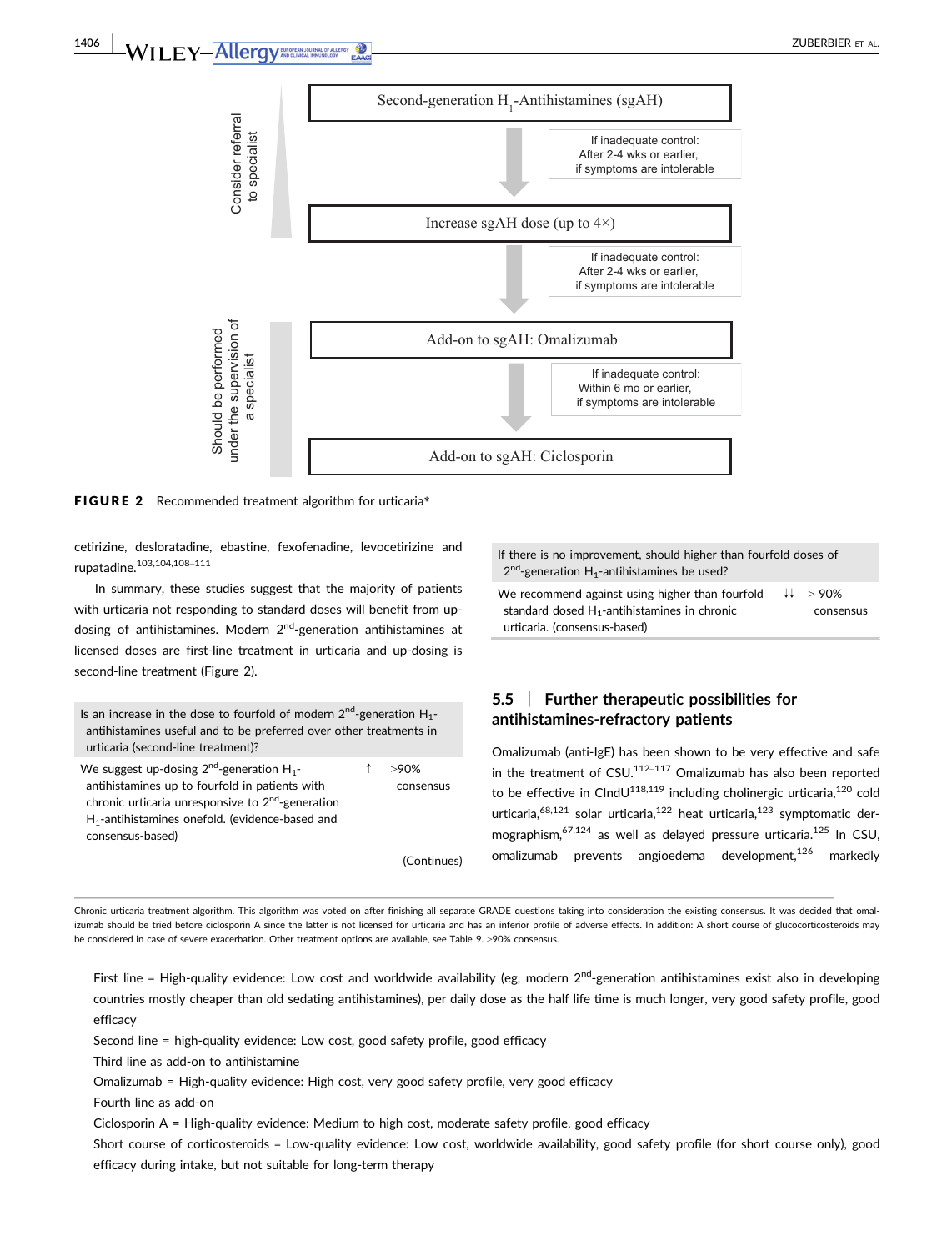Second-generation $H_1$-Antihistamines (sgAH)

If inadequate control: After 2-4 wks or earlier, if symptoms are intolerable

Increase sgAH dose (up to 4×)

If inadequate control: After 2-4 wks or earlier, if symptoms are intolerable

Add-on to sgAH: Omalizumab

If inadequate control: Within 6 mo or earlier, if symptoms are intolerable

Add-on to sgAH: Ciclosporin

Consider referral to specialist

Should be performed under the supervision of a specialist

**FIGURE 2** Recommended treatment algorithm for urticaria*

cetirizine, desloratadine, ebastine, fexofenadine, levocetirizine and rupatadine.[103,104,108–111]

In summary, these studies suggest that the majority of patients with urticaria not responding to standard doses will benefit from up-dosing of antihistamines. Modern 2nd-generation antihistamines at licensed doses are first-line treatment in urticaria and up-dosing is second-line treatment (Figure 2).

| Is an increase in the dose to fourfold of modern 2nd-generation $H_1$-antihistamines useful and to be preferred over other treatments in urticaria (second-line treatment)? | | |
|---|---|---|
| We suggest up-dosing 2nd-generation $H_1$-antihistamines up to fourfold in patients with chronic urticaria unresponsive to 2nd-generation $H_1$-antihistamines onefold. (evidence-based and consensus-based) | ↑ | >90% consensus |

(Continues)

| If there is no improvement, should higher than fourfold doses of 2nd-generation $H_1$-antihistamines be used? | | |
|---|---|---|
| We recommend against using higher than fourfold standard dosed $H_1$-antihistamines in chronic urticaria. (consensus-based) | ↓↓ | > 90% consensus |

## 5.5 | Further therapeutic possibilities for antihistamines-refractory patients

Omalizumab (anti-IgE) has been shown to be very effective and safe in the treatment of CSU.[112–117] Omalizumab has also been reported to be effective in CIndU[118,119] including cholinergic urticaria,[120] cold urticaria,[68,121] solar urticaria,[122] heat urticaria,[123] symptomatic dermographism,[67,124] as well as delayed pressure urticaria.[125] In CSU, omalizumab prevents angioedema development,[126] markedly

Chronic urticaria treatment algorithm. This algorithm was voted on after finishing all separate GRADE questions taking into consideration the existing consensus. It was decided that omalizumab should be tried before ciclosporin A since the latter is not licensed for urticaria and has an inferior profile of adverse effects. In addition: A short course of glucocorticosteroids may be considered in case of severe exacerbation. Other treatment options are available, see Table 9. >90% consensus.

First line = High-quality evidence: Low cost and worldwide availability (eg, modern 2nd-generation antihistamines exist also in developing countries mostly cheaper than old sedating antihistamines), per daily dose as the half life time is much longer, very good safety profile, good efficacy

Second line = high-quality evidence: Low cost, good safety profile, good efficacy

Third line as add-on to antihistamine

Omalizumab = High-quality evidence: High cost, very good safety profile, very good efficacy

Fourth line as add-on

Ciclosporin A = High-quality evidence: Medium to high cost, moderate safety profile, good efficacy

Short course of corticosteroids = Low-quality evidence: Low cost, worldwide availability, good safety profile (for short course only), good efficacy during intake, but not suitable for long-term therapy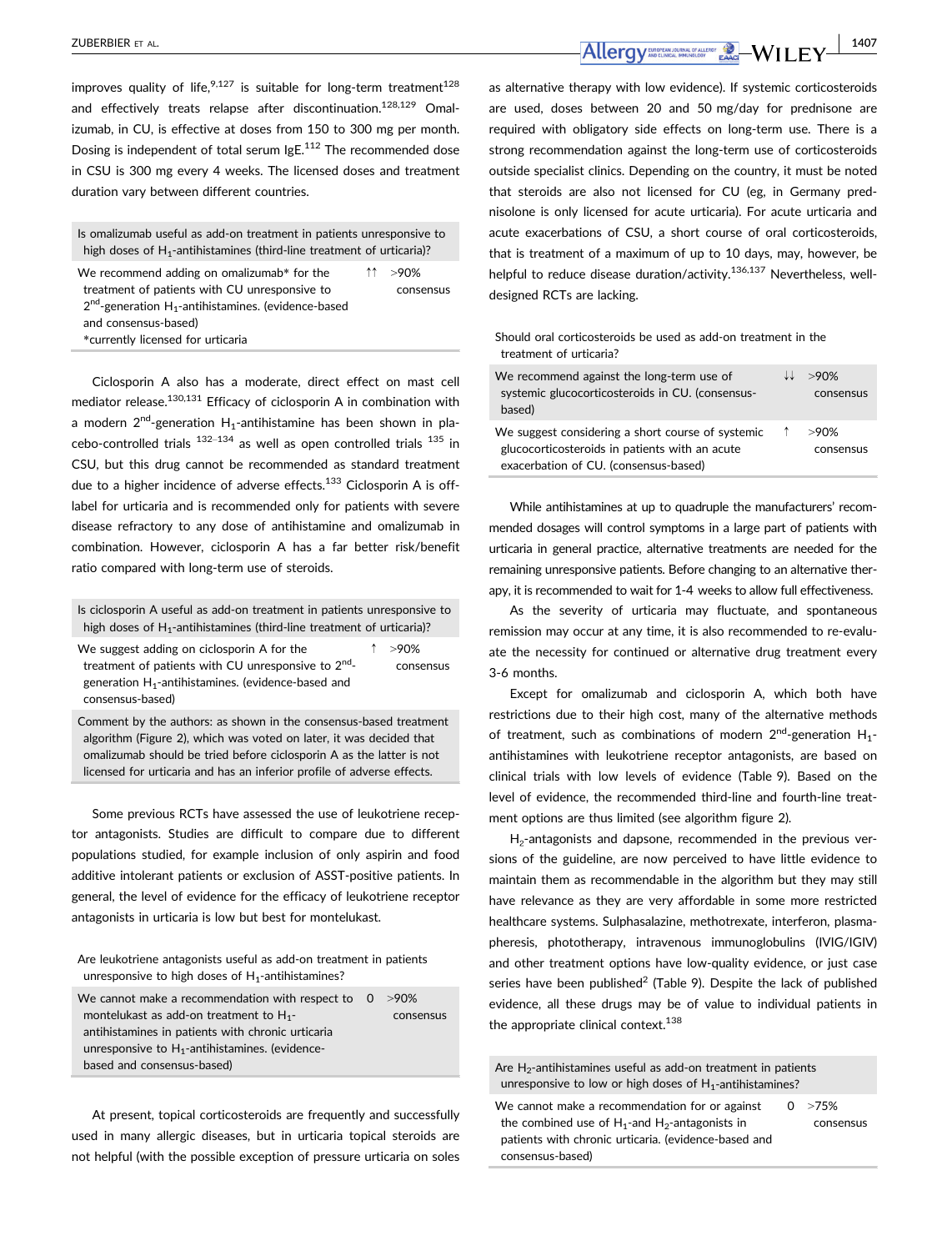improves quality of life,[9,127] is suitable for long-term treatment[128] and effectively treats relapse after discontinuation.[128,129] Omalizumab, in CU, is effective at doses from 150 to 300 mg per month. Dosing is independent of total serum IgE.[112] The recommended dose in CSU is 300 mg every 4 weeks. The licensed doses and treatment duration vary between different countries.

| Is omalizumab useful as add-on treatment in patients unresponsive to high doses of $H_1$-antihistamines (third-line treatment of urticaria)? | | |
|---|---|---|
| We recommend adding on omalizumab* for the treatment of patients with CU unresponsive to 2[nd]-generation $H_1$-antihistamines. (evidence-based and consensus-based)<br>*currently licensed for urticaria | ↑↑ | >90% consensus |

Ciclosporin A also has a moderate, direct effect on mast cell mediator release.[130,131] Efficacy of ciclosporin A in combination with a modern 2[nd]-generation $H_1$-antihistamine has been shown in placebo-controlled trials [132–134] as well as open controlled trials [135] in CSU, but this drug cannot be recommended as standard treatment due to a higher incidence of adverse effects.[133] Ciclosporin A is off-label for urticaria and is recommended only for patients with severe disease refractory to any dose of antihistamine and omalizumab in combination. However, ciclosporin A has a far better risk/benefit ratio compared with long-term use of steroids.

| Is ciclosporin A useful as add-on treatment in patients unresponsive to high doses of $H_1$-antihistamines (third-line treatment of urticaria)? | | |
|---|---|---|
| We suggest adding on ciclosporin A for the treatment of patients with CU unresponsive to 2[nd]-generation $H_1$-antihistamines. (evidence-based and consensus-based) | ↑ | >90% consensus |
| Comment by the authors: as shown in the consensus-based treatment algorithm (Figure 2), which was voted on later, it was decided that omalizumab should be tried before ciclosporin A as the latter is not licensed for urticaria and has an inferior profile of adverse effects. | | |

Some previous RCTs have assessed the use of leukotriene receptor antagonists. Studies are difficult to compare due to different populations studied, for example inclusion of only aspirin and food additive intolerant patients or exclusion of ASST-positive patients. In general, the level of evidence for the efficacy of leukotriene receptor antagonists in urticaria is low but best for montelukast.

| Are leukotriene antagonists useful as add-on treatment in patients unresponsive to high doses of $H_1$-antihistamines? | | |
|---|---|---|
| We cannot make a recommendation with respect to montelukast as add-on treatment to $H_1$-antihistamines in patients with chronic urticaria unresponsive to $H_1$-antihistamines. (evidence-based and consensus-based) | 0 | >90% consensus |

At present, topical corticosteroids are frequently and successfully used in many allergic diseases, but in urticaria topical steroids are not helpful (with the possible exception of pressure urticaria on soles as alternative therapy with low evidence). If systemic corticosteroids are used, doses between 20 and 50 mg/day for prednisone are required with obligatory side effects on long-term use. There is a strong recommendation against the long-term use of corticosteroids outside specialist clinics. Depending on the country, it must be noted that steroids are also not licensed for CU (eg, in Germany prednisolone is only licensed for acute urticaria). For acute urticaria and acute exacerbations of CSU, a short course of oral corticosteroids, that is treatment of a maximum of up to 10 days, may, however, be helpful to reduce disease duration/activity.[136,137] Nevertheless, well-designed RCTs are lacking.

| Should oral corticosteroids be used as add-on treatment in the treatment of urticaria? | | |
|---|---|---|
| We recommend against the long-term use of systemic glucocorticosteroids in CU. (consensus-based) | ↓↓ | >90% consensus |
| We suggest considering a short course of systemic glucocorticosteroids in patients with an acute exacerbation of CU. (consensus-based) | ↑ | >90% consensus |

While antihistamines at up to quadruple the manufacturers' recommended dosages will control symptoms in a large part of patients with urticaria in general practice, alternative treatments are needed for the remaining unresponsive patients. Before changing to an alternative therapy, it is recommended to wait for 1-4 weeks to allow full effectiveness.

As the severity of urticaria may fluctuate, and spontaneous remission may occur at any time, it is also recommended to re-evaluate the necessity for continued or alternative drug treatment every 3-6 months.

Except for omalizumab and ciclosporin A, which both have restrictions due to their high cost, many of the alternative methods of treatment, such as combinations of modern 2[nd]-generation $H_1$-antihistamines with leukotriene receptor antagonists, are based on clinical trials with low levels of evidence (Table 9). Based on the level of evidence, the recommended third-line and fourth-line treatment options are thus limited (see algorithm figure 2).

$H_2$-antagonists and dapsone, recommended in the previous versions of the guideline, are now perceived to have little evidence to maintain them as recommendable in the algorithm but they may still have relevance as they are very affordable in some more restricted healthcare systems. Sulphasalazine, methotrexate, interferon, plasmapheresis, phototherapy, intravenous immunoglobulins (IVIG/IGIV) and other treatment options have low-quality evidence, or just case series have been published[2] (Table 9). Despite the lack of published evidence, all these drugs may be of value to individual patients in the appropriate clinical context.[138]

| Are $H_2$-antihistamines useful as add-on treatment in patients unresponsive to low or high doses of $H_1$-antihistamines? | | |
|---|---|---|
| We cannot make a recommendation for or against the combined use of $H_1$-and $H_2$-antagonists in patients with chronic urticaria. (evidence-based and consensus-based) | 0 | >75% consensus |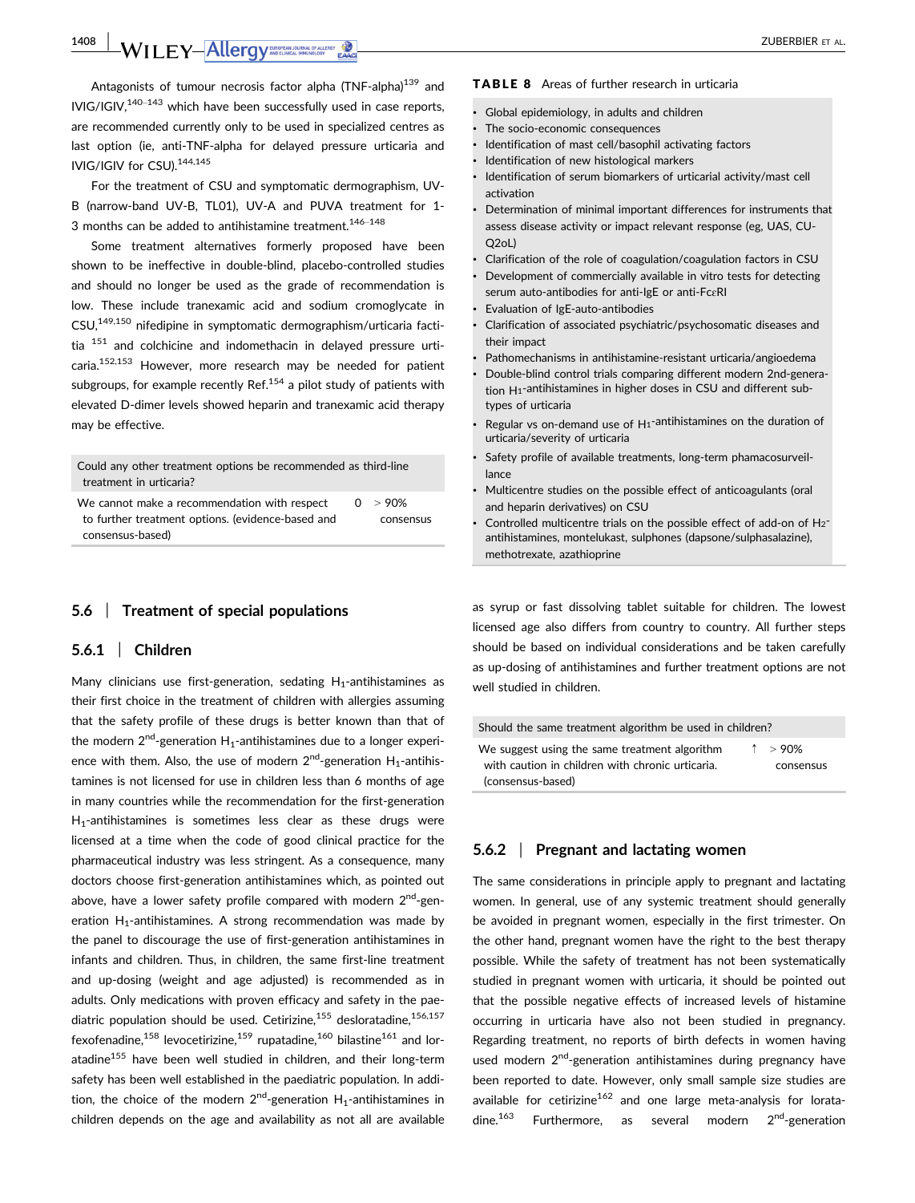Antagonists of tumour necrosis factor alpha (TNF-alpha)[139] and IVIG/IGIV,[140–143] which have been successfully used in case reports, are recommended currently only to be used in specialized centres as last option (ie, anti-TNF-alpha for delayed pressure urticaria and IVIG/IGIV for CSU).[144,145]

For the treatment of CSU and symptomatic dermographism, UV-B (narrow-band UV-B, TL01), UV-A and PUVA treatment for 1-3 months can be added to antihistamine treatment.[146–148]

Some treatment alternatives formerly proposed have been shown to be ineffective in double-blind, placebo-controlled studies and should no longer be used as the grade of recommendation is low. These include tranexamic acid and sodium cromoglycate in CSU,[149,150] nifedipine in symptomatic dermographism/urticaria factitia [151] and colchicine and indomethacin in delayed pressure urticaria.[152,153] However, more research may be needed for patient subgroups, for example recently Ref.[154] a pilot study of patients with elevated D-dimer levels showed heparin and tranexamic acid therapy may be effective.

| Could any other treatment options be recommended as third-line treatment in urticaria? | | |
|---|---|---|
| We cannot make a recommendation with respect to further treatment options. (evidence-based and consensus-based) | 0 | > 90% consensus |

**TABLE 8** Areas of further research in urticaria

- Global epidemiology, in adults and children
- The socio-economic consequences
- Identification of mast cell/basophil activating factors
- Identification of new histological markers
- Identification of serum biomarkers of urticarial activity/mast cell activation
- Determination of minimal important differences for instruments that assess disease activity or impact relevant response (eg, UAS, CU-Q2oL)
- Clarification of the role of coagulation/coagulation factors in CSU
- Development of commercially available in vitro tests for detecting serum auto-antibodies for anti-IgE or anti-FcεRI
- Evaluation of IgE-auto-antibodies
- Clarification of associated psychiatric/psychosomatic diseases and their impact
- Pathomechanisms in antihistamine-resistant urticaria/angioedema
- Double-blind control trials comparing different modern 2nd-generation $H_1$-antihistamines in higher doses in CSU and different subtypes of urticaria
- Regular vs on-demand use of $H_1$-antihistamines on the duration of urticaria/severity of urticaria
- Safety profile of available treatments, long-term phamacosurveillance
- Multicentre studies on the possible effect of anticoagulants (oral and heparin derivatives) on CSU
- Controlled multicentre trials on the possible effect of add-on of $H_2$-antihistamines, montelukast, sulphones (dapsone/sulphasalazine), methotrexate, azathioprine

## 5.6 | Treatment of special populations

### 5.6.1 | Children

Many clinicians use first-generation, sedating $H_1$-antihistamines as their first choice in the treatment of children with allergies assuming that the safety profile of these drugs is better known than that of the modern 2nd-generation $H_1$-antihistamines due to a longer experience with them. Also, the use of modern 2nd-generation $H_1$-antihistamines is not licensed for use in children less than 6 months of age in many countries while the recommendation for the first-generation $H_1$-antihistamines is sometimes less clear as these drugs were licensed at a time when the code of good clinical practice for the pharmaceutical industry was less stringent. As a consequence, many doctors choose first-generation antihistamines which, as pointed out above, have a lower safety profile compared with modern 2nd-generation $H_1$-antihistamines. A strong recommendation was made by the panel to discourage the use of first-generation antihistamines in infants and children. Thus, in children, the same first-line treatment and up-dosing (weight and age adjusted) is recommended as in adults. Only medications with proven efficacy and safety in the paediatric population should be used. Cetirizine,[155] desloratadine,[156,157] fexofenadine,[158] levocetirizine,[159] rupatadine,[160] bilastine[161] and loratadine[155] have been well studied in children, and their long-term safety has been well established in the paediatric population. In addition, the choice of the modern 2nd-generation $H_1$-antihistamines in children depends on the age and availability as not all are available as syrup or fast dissolving tablet suitable for children. The lowest licensed age also differs from country to country. All further steps should be based on individual considerations and be taken carefully as up-dosing of antihistamines and further treatment options are not well studied in children.

| Should the same treatment algorithm be used in children? | | |
|---|---|---|
| We suggest using the same treatment algorithm with caution in children with chronic urticaria. (consensus-based) | ↑ | > 90% consensus |

### 5.6.2 | Pregnant and lactating women

The same considerations in principle apply to pregnant and lactating women. In general, use of any systemic treatment should generally be avoided in pregnant women, especially in the first trimester. On the other hand, pregnant women have the right to the best therapy possible. While the safety of treatment has not been systematically studied in pregnant women with urticaria, it should be pointed out that the possible negative effects of increased levels of histamine occurring in urticaria have also not been studied in pregnancy. Regarding treatment, no reports of birth defects in women having used modern 2nd-generation antihistamines during pregnancy have been reported to date. However, only small sample size studies are available for cetirizine[162] and one large meta-analysis for loratadine.[163] Furthermore, as several modern 2nd-generation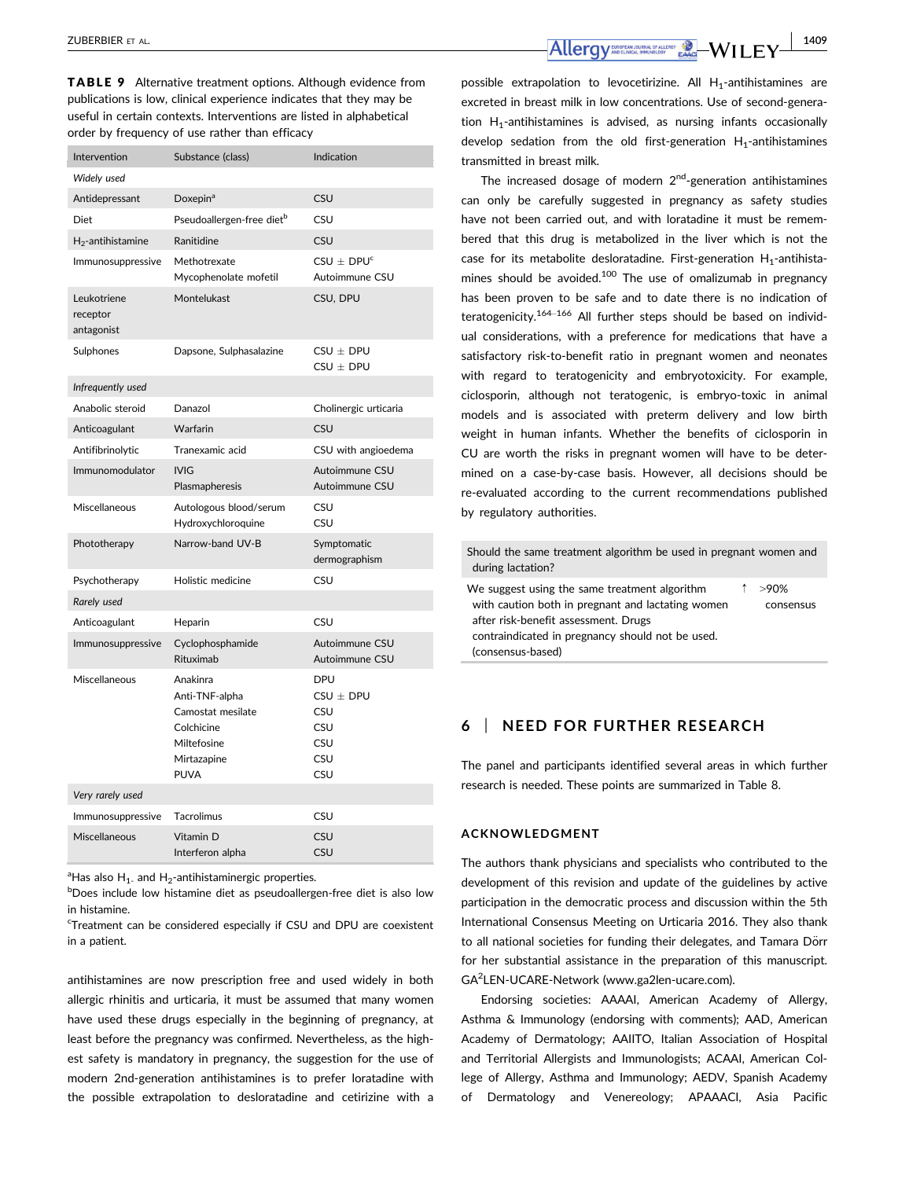**TABLE 9** Alternative treatment options. Although evidence from publications is low, clinical experience indicates that they may be useful in certain contexts. Interventions are listed in alphabetical order by frequency of use rather than efficacy

| Intervention | Substance (class) | Indication |
| --- | --- | --- |
| *Widely used* | | |
| Antidepressant | Doxepin[a] | CSU |
| Diet | Pseudoallergen-free diet[b] | CSU |
| $H_2$-antihistamine | Ranitidine | CSU |
| Immunosuppressive | Methotrexate<br>Mycophenolate mofetil | CSU ± DPU[c]<br>Autoimmune CSU |
| Leukotriene receptor antagonist | Montelukast | CSU, DPU |
| Sulphones | Dapsone, Sulphasalazine | CSU ± DPU<br>CSU ± DPU |
| *Infrequently used* | | |
| Anabolic steroid | Danazol | Cholinergic urticaria |
| Anticoagulant | Warfarin | CSU |
| Antifibrinolytic | Tranexamic acid | CSU with angioedema |
| Immunomodulator | IVIG<br>Plasmapheresis | Autoimmune CSU<br>Autoimmune CSU |
| Miscellaneous | Autologous blood/serum<br>Hydroxychloroquine | CSU<br>CSU |
| Phototherapy | Narrow-band UV-B | Symptomatic dermographism |
| Psychotherapy | Holistic medicine | CSU |
| *Rarely used* | | |
| Anticoagulant | Heparin | CSU |
| Immunosuppressive | Cyclophosphamide<br>Rituximab | Autoimmune CSU<br>Autoimmune CSU |
| Miscellaneous | Anakinra<br>Anti-TNF-alpha<br>Camostat mesilate<br>Colchicine<br>Miltefosine<br>Mirtazapine<br>PUVA | DPU<br>CSU ± DPU<br>CSU<br>CSU<br>CSU<br>CSU<br>CSU |
| *Very rarely used* | | |
| Immunosuppressive | Tacrolimus | CSU |
| Miscellaneous | Vitamin D<br>Interferon alpha | CSU<br>CSU |

[a]Has also $H_1$- and $H_2$-antihistaminergic properties.
[b]Does include low histamine diet as pseudoallergen-free diet is also low in histamine.
[c]Treatment can be considered especially if CSU and DPU are coexistent in a patient.

antihistamines are now prescription free and used widely in both allergic rhinitis and urticaria, it must be assumed that many women have used these drugs especially in the beginning of pregnancy, at least before the pregnancy was confirmed. Nevertheless, as the highest safety is mandatory in pregnancy, the suggestion for the use of modern 2nd-generation antihistamines is to prefer loratadine with the possible extrapolation to desloratadine and cetirizine with a possible extrapolation to levocetirizine. All $H_1$-antihistamines are excreted in breast milk in low concentrations. Use of second-generation $H_1$-antihistamines is advised, as nursing infants occasionally develop sedation from the old first-generation $H_1$-antihistamines transmitted in breast milk.

The increased dosage of modern 2nd-generation antihistamines can only be carefully suggested in pregnancy as safety studies have not been carried out, and with loratadine it must be remembered that this drug is metabolized in the liver which is not the case for its metabolite desloratadine. First-generation $H_1$-antihistamines should be avoided.[100] The use of omalizumab in pregnancy has been proven to be safe and to date there is no indication of teratogenicity.[164–166] All further steps should be based on individual considerations, with a preference for medications that have a satisfactory risk-to-benefit ratio in pregnant women and neonates with regard to teratogenicity and embryotoxicity. For example, ciclosporin, although not teratogenic, is embryo-toxic in animal models and is associated with preterm delivery and low birth weight in human infants. Whether the benefits of ciclosporin in CU are worth the risks in pregnant women will have to be determined on a case-by-case basis. However, all decisions should be re-evaluated according to the current recommendations published by regulatory authorities.

| Should the same treatment algorithm be used in pregnant women and during lactation? | | |
| --- | --- | --- |
| We suggest using the same treatment algorithm with caution both in pregnant and lactating women after risk-benefit assessment. Drugs contraindicated in pregnancy should not be used. (consensus-based) | ↑ | >90% consensus |

## 6 | NEED FOR FURTHER RESEARCH

The panel and participants identified several areas in which further research is needed. These points are summarized in Table 8.

### ACKNOWLEDGMENT

The authors thank physicians and specialists who contributed to the development of this revision and update of the guidelines by active participation in the democratic process and discussion within the 5th International Consensus Meeting on Urticaria 2016. They also thank to all national societies for funding their delegates, and Tamara Dörr for her substantial assistance in the preparation of this manuscript. GA²LEN-UCARE-Network (www.ga2len-ucare.com).

Endorsing societies: AAAAI, American Academy of Allergy, Asthma & Immunology (endorsing with comments); AAD, American Academy of Dermatology; AAIITO, Italian Association of Hospital and Territorial Allergists and Immunologists; ACAAI, American College of Allergy, Asthma and Immunology; AEDV, Spanish Academy of Dermatology and Venereology; APAAACI, Asia Pacific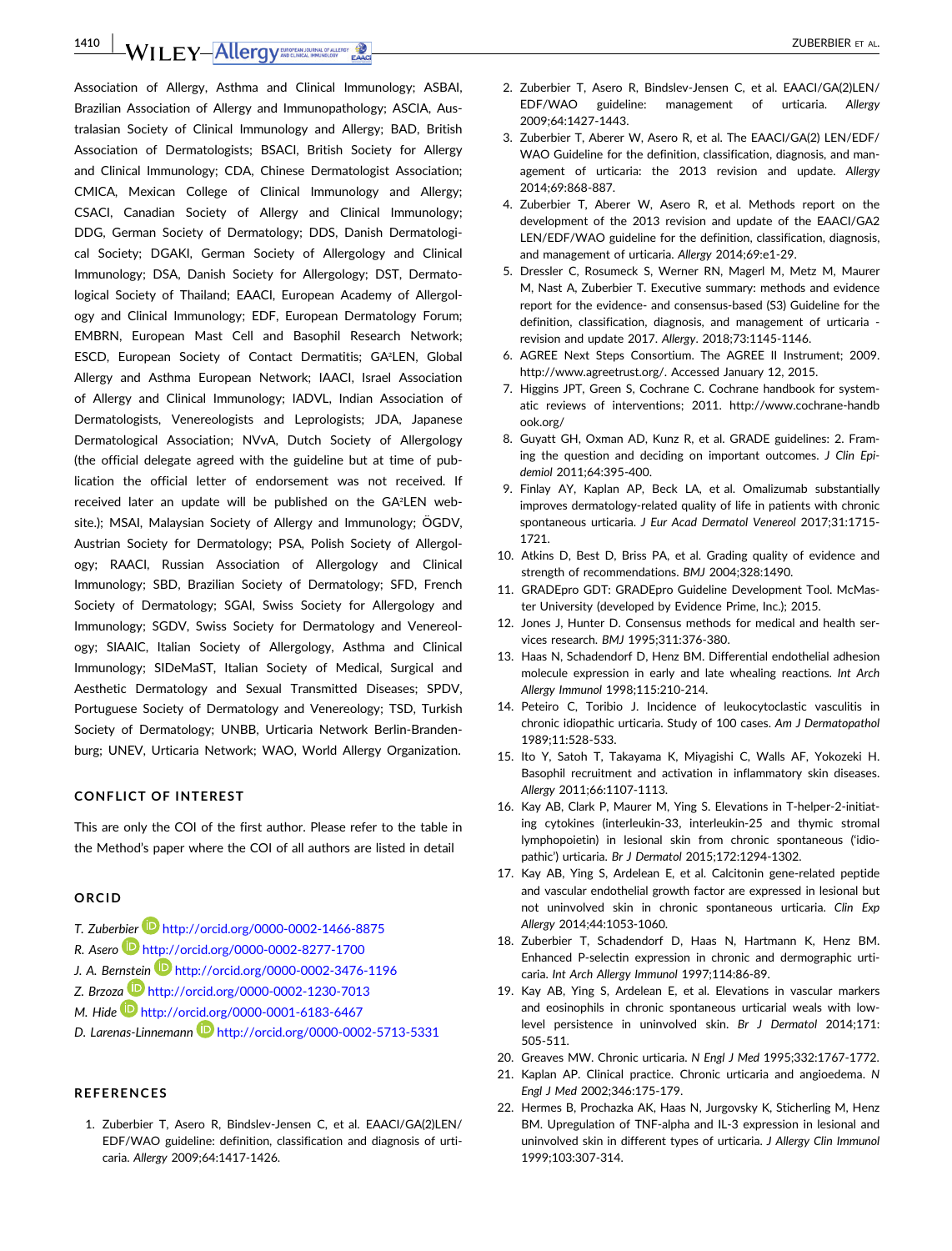Association of Allergy, Asthma and Clinical Immunology; ASBAI, Brazilian Association of Allergy and Immunopathology; ASCIA, Australasian Society of Clinical Immunology and Allergy; BAD, British Association of Dermatologists; BSACI, British Society for Allergy and Clinical Immunology; CDA, Chinese Dermatologist Association; CMICA, Mexican College of Clinical Immunology and Allergy; CSACI, Canadian Society of Allergy and Clinical Immunology; DDG, German Society of Dermatology; DDS, Danish Dermatological Society; DGAKI, German Society of Allergology and Clinical Immunology; DSA, Danish Society for Allergology; DST, Dermatological Society of Thailand; EAACI, European Academy of Allergology and Clinical Immunology; EDF, European Dermatology Forum; EMBRN, European Mast Cell and Basophil Research Network; ESCD, European Society of Contact Dermatitis; GA²LEN, Global Allergy and Asthma European Network; IAACI, Israel Association of Allergy and Clinical Immunology; IADVL, Indian Association of Dermatologists, Venereologists and Leprologists; JDA, Japanese Dermatological Association; NVvA, Dutch Society of Allergology (the official delegate agreed with the guideline but at time of publication the official letter of endorsement was not received. If received later an update will be published on the GA²LEN website.); MSAI, Malaysian Society of Allergy and Immunology; ÖGDV, Austrian Society for Dermatology; PSA, Polish Society of Allergology; RAACI, Russian Association of Allergology and Clinical Immunology; SBD, Brazilian Society of Dermatology; SFD, French Society of Dermatology; SGAI, Swiss Society for Allergology and Immunology; SGDV, Swiss Society for Dermatology and Venereology; SIAAIC, Italian Society of Allergology, Asthma and Clinical Immunology; SIDeMaST, Italian Society of Medical, Surgical and Aesthetic Dermatology and Sexual Transmitted Diseases; SPDV, Portuguese Society of Dermatology and Venereology; TSD, Turkish Society of Dermatology; UNBB, Urticaria Network Berlin-Brandenburg; UNEV, Urticaria Network; WAO, World Allergy Organization.

## CONFLICT OF INTEREST

This are only the COI of the first author. Please refer to the table in the Method's paper where the COI of all authors are listed in detail

## ORCID

*T. Zuberbier* http://orcid.org/0000-0002-1466-8875
*R. Asero* http://orcid.org/0000-0002-8277-1700
*J. A. Bernstein* http://orcid.org/0000-0002-3476-1196
*Z. Brzoza* http://orcid.org/0000-0002-1230-7013
*M. Hide* http://orcid.org/0000-0001-6183-6467
*D. Larenas-Linnemann* http://orcid.org/0000-0002-5713-5331

## REFERENCES

1. Zuberbier T, Asero R, Bindslev-Jensen C, et al. EAACI/GA(2)LEN/EDF/WAO guideline: definition, classification and diagnosis of urticaria. *Allergy* 2009;64:1417-1426.
2. Zuberbier T, Asero R, Bindslev-Jensen C, et al. EAACI/GA(2)LEN/EDF/WAO guideline: management of urticaria. *Allergy* 2009;64:1427-1443.
3. Zuberbier T, Aberer W, Asero R, et al. The EAACI/GA(2) LEN/EDF/WAO Guideline for the definition, classification, diagnosis, and management of urticaria: the 2013 revision and update. *Allergy* 2014;69:868-887.
4. Zuberbier T, Aberer W, Asero R, et al. Methods report on the development of the 2013 revision and update of the EAACI/GA2 LEN/EDF/WAO guideline for the definition, classification, diagnosis, and management of urticaria. *Allergy* 2014;69:e1-29.
5. Dressler C, Rosumeck S, Werner RN, Magerl M, Metz M, Maurer M, Nast A, Zuberbier T. Executive summary: methods and evidence report for the evidence- and consensus-based (S3) Guideline for the definition, classification, diagnosis, and management of urticaria - revision and update 2017. *Allergy*. 2018;73:1145-1146.
6. AGREE Next Steps Consortium. The AGREE II Instrument; 2009. http://www.agreetrust.org/. Accessed January 12, 2015.
7. Higgins JPT, Green S, Cochrane C. Cochrane handbook for systematic reviews of interventions; 2011. http://www.cochrane-handbook.org/
8. Guyatt GH, Oxman AD, Kunz R, et al. GRADE guidelines: 2. Framing the question and deciding on important outcomes. *J Clin Epidemiol* 2011;64:395-400.
9. Finlay AY, Kaplan AP, Beck LA, et al. Omalizumab substantially improves dermatology-related quality of life in patients with chronic spontaneous urticaria. *J Eur Acad Dermatol Venereol* 2017;31:1715-1721.
10. Atkins D, Best D, Briss PA, et al. Grading quality of evidence and strength of recommendations. *BMJ* 2004;328:1490.
11. GRADEpro GDT: GRADEpro Guideline Development Tool. McMaster University (developed by Evidence Prime, Inc.); 2015.
12. Jones J, Hunter D. Consensus methods for medical and health services research. *BMJ* 1995;311:376-380.
13. Haas N, Schadendorf D, Henz BM. Differential endothelial adhesion molecule expression in early and late whealing reactions. *Int Arch Allergy Immunol* 1998;115:210-214.
14. Peteiro C, Toribio J. Incidence of leukocytoclastic vasculitis in chronic idiopathic urticaria. Study of 100 cases. *Am J Dermatopathol* 1989;11:528-533.
15. Ito Y, Satoh T, Takayama K, Miyagishi C, Walls AF, Yokozeki H. Basophil recruitment and activation in inflammatory skin diseases. *Allergy* 2011;66:1107-1113.
16. Kay AB, Clark P, Maurer M, Ying S. Elevations in T-helper-2-initiating cytokines (interleukin-33, interleukin-25 and thymic stromal lymphopoietin) in lesional skin from chronic spontaneous ('idiopathic') urticaria. *Br J Dermatol* 2015;172:1294-1302.
17. Kay AB, Ying S, Ardelean E, et al. Calcitonin gene-related peptide and vascular endothelial growth factor are expressed in lesional but not uninvolved skin in chronic spontaneous urticaria. *Clin Exp Allergy* 2014;44:1053-1060.
18. Zuberbier T, Schadendorf D, Haas N, Hartmann K, Henz BM. Enhanced P-selectin expression in chronic and dermographic urticaria. *Int Arch Allergy Immunol* 1997;114:86-89.
19. Kay AB, Ying S, Ardelean E, et al. Elevations in vascular markers and eosinophils in chronic spontaneous urticarial weals with low-level persistence in uninvolved skin. *Br J Dermatol* 2014;171:505-511.
20. Greaves MW. Chronic urticaria. *N Engl J Med* 1995;332:1767-1772.
21. Kaplan AP. Clinical practice. Chronic urticaria and angioedema. *N Engl J Med* 2002;346:175-179.
22. Hermes B, Prochazka AK, Haas N, Jurgovsky K, Sticherling M, Henz BM. Upregulation of TNF-alpha and IL-3 expression in lesional and uninvolved skin in different types of urticaria. *J Allergy Clin Immunol* 1999;103:307-314.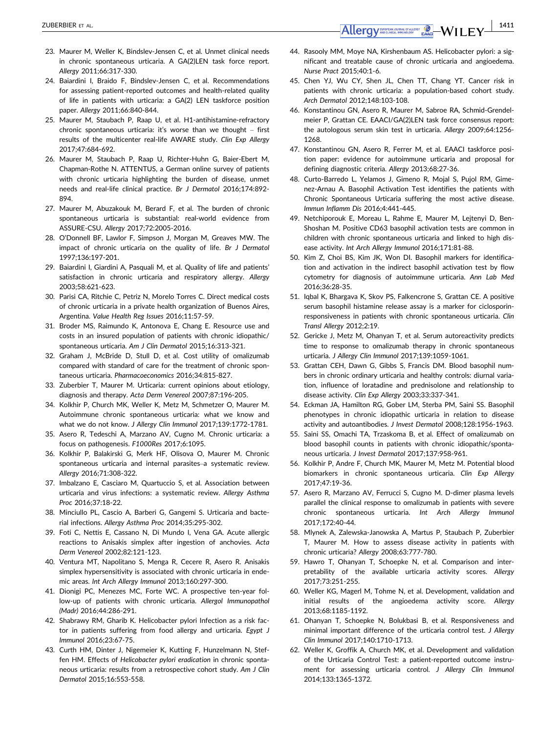23. Maurer M, Weller K, Bindslev-Jensen C, et al. Unmet clinical needs in chronic spontaneous urticaria. A GA(2)LEN task force report. *Allergy* 2011;66:317-330.
24. Baiardini I, Braido F, Bindslev-Jensen C, et al. Recommendations for assessing patient-reported outcomes and health-related quality of life in patients with urticaria: a GA(2) LEN taskforce position paper. *Allergy* 2011;66:840-844.
25. Maurer M, Staubach P, Raap U, et al. H1-antihistamine-refractory chronic spontaneous urticaria: it's worse than we thought – first results of the multicenter real-life AWARE study. *Clin Exp Allergy* 2017;47:684-692.
26. Maurer M, Staubach P, Raap U, Richter-Huhn G, Baier-Ebert M, Chapman-Rothe N. ATTENTUS, a German online survey of patients with chronic urticaria highlighting the burden of disease, unmet needs and real-life clinical practice. *Br J Dermatol* 2016;174:892-894.
27. Maurer M, Abuzakouk M, Berard F, et al. The burden of chronic spontaneous urticaria is substantial: real-world evidence from ASSURE-CSU. *Allergy* 2017;72:2005-2016.
28. O'Donnell BF, Lawlor F, Simpson J, Morgan M, Greaves MW. The impact of chronic urticaria on the quality of life. *Br J Dermatol* 1997;136:197-201.
29. Baiardini I, Giardini A, Pasquali M, et al. Quality of life and patients' satisfaction in chronic urticaria and respiratory allergy. *Allergy* 2003;58:621-623.
30. Parisi CA, Ritchie C, Petriz N, Morelo Torres C. Direct medical costs of chronic urticaria in a private health organization of Buenos Aires, Argentina. *Value Health Reg Issues* 2016;11:57-59.
31. Broder MS, Raimundo K, Antonova E, Chang E. Resource use and costs in an insured population of patients with chronic idiopathic/spontaneous urticaria. *Am J Clin Dermatol* 2015;16:313-321.
32. Graham J, McBride D, Stull D, et al. Cost utility of omalizumab compared with standard of care for the treatment of chronic spontaneous urticaria. *Pharmacoeconomics* 2016;34:815-827.
33. Zuberbier T, Maurer M. Urticaria: current opinions about etiology, diagnosis and therapy. *Acta Derm Venereol* 2007;87:196-205.
34. Kolkhir P, Church MK, Weller K, Metz M, Schmetzer O, Maurer M. Autoimmune chronic spontaneous urticaria: what we know and what we do not know. *J Allergy Clin Immunol* 2017;139:1772-1781.
35. Asero R, Tedeschi A, Marzano AV, Cugno M. Chronic urticaria: a focus on pathogenesis. *F1000Res* 2017;6:1095.
36. Kolkhir P, Balakirski G, Merk HF, Olisova O, Maurer M. Chronic spontaneous urticaria and internal parasites–a systematic review. *Allergy* 2016;71:308-322.
37. Imbalzano E, Casciaro M, Quartuccio S, et al. Association between urticaria and virus infections: a systematic review. *Allergy Asthma Proc* 2016;37:18-22.
38. Minciullo PL, Cascio A, Barberi G, Gangemi S. Urticaria and bacterial infections. *Allergy Asthma Proc* 2014;35:295-302.
39. Foti C, Nettis E, Cassano N, Di Mundo I, Vena GA. Acute allergic reactions to Anisakis simplex after ingestion of anchovies. *Acta Derm Venereol* 2002;82:121-123.
40. Ventura MT, Napolitano S, Menga R, Cecere R, Asero R. Anisakis simplex hypersensitivity is associated with chronic urticaria in endemic areas. *Int Arch Allergy Immunol* 2013;160:297-300.
41. Dionigi PC, Menezes MC, Forte WC. A prospective ten-year follow-up of patients with chronic urticaria. *Allergol Immunopathol (Madr)* 2016;44:286-291.
42. Shabrawy RM, Gharib K. Helicobacter pylori Infection as a risk factor in patients suffering from food allergy and urticaria. *Egypt J Immunol* 2016;23:67-75.
43. Curth HM, Dinter J, Nigemeier K, Kutting F, Hunzelmann N, Steffen HM. Effects of *Helicobacter pylori eradication* in chronic spontaneous urticaria: results from a retrospective cohort study. *Am J Clin Dermatol* 2015;16:553-558.
44. Rasooly MM, Moye NA, Kirshenbaum AS. Helicobacter pylori: a significant and treatable cause of chronic urticaria and angioedema. *Nurse Pract* 2015;40:1-6.
45. Chen YJ, Wu CY, Shen JL, Chen TT, Chang YT. Cancer risk in patients with chronic urticaria: a population-based cohort study. *Arch Dermatol* 2012;148:103-108.
46. Konstantinou GN, Asero R, Maurer M, Sabroe RA, Schmid-Grendelmeier P, Grattan CE. EAACI/GA(2)LEN task force consensus report: the autologous serum skin test in urticaria. *Allergy* 2009;64:1256-1268.
47. Konstantinou GN, Asero R, Ferrer M, et al. EAACI taskforce position paper: evidence for autoimmune urticaria and proposal for defining diagnostic criteria. *Allergy* 2013;68:27-36.
48. Curto-Barredo L, Yelamos J, Gimeno R, Mojal S, Pujol RM, Gimenez-Arnau A. Basophil Activation Test identifies the patients with Chronic Spontaneous Urticaria suffering the most active disease. *Immun Inflamm Dis* 2016;4:441-445.
49. Netchiporouk E, Moreau L, Rahme E, Maurer M, Lejtenyi D, Ben-Shoshan M. Positive CD63 basophil activation tests are common in children with chronic spontaneous urticaria and linked to high disease activity. *Int Arch Allergy Immunol* 2016;171:81-88.
50. Kim Z, Choi BS, Kim JK, Won DI. Basophil markers for identification and activation in the indirect basophil activation test by flow cytometry for diagnosis of autoimmune urticaria. *Ann Lab Med* 2016;36:28-35.
51. Iqbal K, Bhargava K, Skov PS, Falkencrone S, Grattan CE. A positive serum basophil histamine release assay is a marker for ciclosporin-responsiveness in patients with chronic spontaneous urticaria. *Clin Transl Allergy* 2012;2:19.
52. Gericke J, Metz M, Ohanyan T, et al. Serum autoreactivity predicts time to response to omalizumab therapy in chronic spontaneous urticaria. *J Allergy Clin Immunol* 2017;139:1059-1061.
53. Grattan CEH, Dawn G, Gibbs S, Francis DM. Blood basophil numbers in chronic ordinary urticaria and healthy controls: diurnal variation, influence of loratadine and prednisolone and relationship to disease activity. *Clin Exp Allergy* 2003;33:337-341.
54. Eckman JA, Hamilton RG, Gober LM, Sterba PM, Saini SS. Basophil phenotypes in chronic idiopathic urticaria in relation to disease activity and autoantibodies. *J Invest Dermatol* 2008;128:1956-1963.
55. Saini SS, Omachi TA, Trzaskoma B, et al. Effect of omalizumab on blood basophil counts in patients with chronic idiopathic/spontaneous urticaria. *J Invest Dermatol* 2017;137:958-961.
56. Kolkhir P, Andre F, Church MK, Maurer M, Metz M. Potential blood biomarkers in chronic spontaneous urticaria. *Clin Exp Allergy* 2017;47:19-36.
57. Asero R, Marzano AV, Ferrucci S, Cugno M. D-dimer plasma levels parallel the clinical response to omalizumab in patients with severe chronic spontaneous urticaria. *Int Arch Allergy Immunol* 2017;172:40-44.
58. Mlynek A, Zalewska-Janowska A, Martus P, Staubach P, Zuberbier T, Maurer M. How to assess disease activity in patients with chronic urticaria? *Allergy* 2008;63:777-780.
59. Hawro T, Ohanyan T, Schoepke N, et al. Comparison and interpretability of the available urticaria activity scores. *Allergy* 2017;73:251-255.
60. Weller KG, Magerl M, Tohme N, et al. Development, validation and initial results of the angioedema activity score. *Allergy* 2013;68:1185-1192.
61. Ohanyan T, Schoepke N, Bolukbasi B, et al. Responsiveness and minimal important difference of the urticaria control test. *J Allergy Clin Immunol* 2017;140:1710-1713.
62. Weller K, Groffik A, Church MK, et al. Development and validation of the Urticaria Control Test: a patient-reported outcome instrument for assessing urticaria control. *J Allergy Clin Immunol* 2014;133:1365-1372.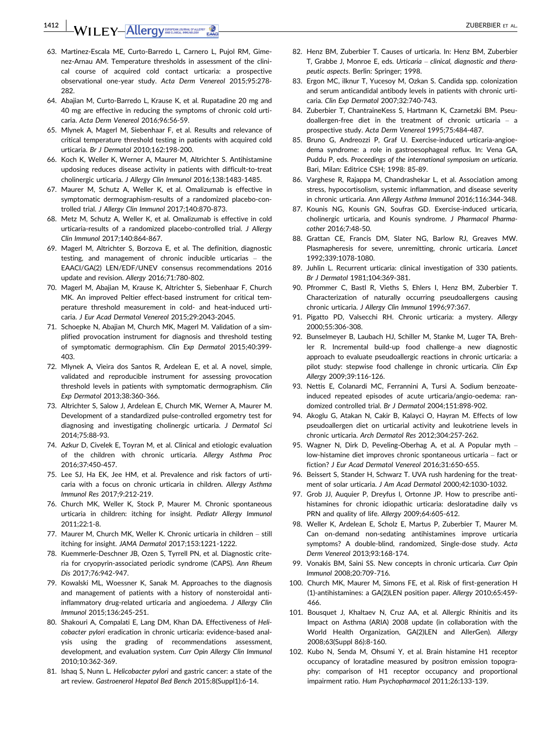63. Martinez-Escala ME, Curto-Barredo L, Carnero L, Pujol RM, Gimenez-Arnau AM. Temperature thresholds in assessment of the clinical course of acquired cold contact urticaria: a prospective observational one-year study. *Acta Derm Venereol* 2015;95:278-282.
64. Abajian M, Curto-Barredo L, Krause K, et al. Rupatadine 20 mg and 40 mg are effective in reducing the symptoms of chronic cold urticaria. *Acta Derm Venereol* 2016;96:56-59.
65. Mlynek A, Magerl M, Siebenhaar F, et al. Results and relevance of critical temperature threshold testing in patients with acquired cold urticaria. *Br J Dermatol* 2010;162:198-200.
66. Koch K, Weller K, Werner A, Maurer M, Altrichter S. Antihistamine updosing reduces disease activity in patients with difficult-to-treat cholinergic urticaria. *J Allergy Clin Immunol* 2016;138:1483-1485.
67. Maurer M, Schutz A, Weller K, et al. Omalizumab is effective in symptomatic dermographism-results of a randomized placebo-controlled trial. *J Allergy Clin Immunol* 2017;140:870-873.
68. Metz M, Schutz A, Weller K, et al. Omalizumab is effective in cold urticaria-results of a randomized placebo-controlled trial. *J Allergy Clin Immunol* 2017;140:864-867.
69. Magerl M, Altrichter S, Borzova E, et al. The definition, diagnostic testing, and management of chronic inducible urticarias – the EAACI/GA(2) LEN/EDF/UNEV consensus recommendations 2016 update and revision. *Allergy* 2016;71:780-802.
70. Magerl M, Abajian M, Krause K, Altrichter S, Siebenhaar F, Church MK. An improved Peltier effect-based instrument for critical temperature threshold measurement in cold- and heat-induced urticaria. *J Eur Acad Dermatol Venereol* 2015;29:2043-2045.
71. Schoepke N, Abajian M, Church MK, Magerl M. Validation of a simplified provocation instrument for diagnosis and threshold testing of symptomatic dermographism. *Clin Exp Dermatol* 2015;40:399-403.
72. Mlynek A, Vieira dos Santos R, Ardelean E, et al. A novel, simple, validated and reproducible instrument for assessing provocation threshold levels in patients with symptomatic dermographism. *Clin Exp Dermatol* 2013;38:360-366.
73. Altrichter S, Salow J, Ardelean E, Church MK, Werner A, Maurer M. Development of a standardized pulse-controlled ergometry test for diagnosing and investigating cholinergic urticaria. *J Dermatol Sci* 2014;75:88-93.
74. Azkur D, Civelek E, Toyran M, et al. Clinical and etiologic evaluation of the children with chronic urticaria. *Allergy Asthma Proc* 2016;37:450-457.
75. Lee SJ, Ha EK, Jee HM, et al. Prevalence and risk factors of urticaria with a focus on chronic urticaria in children. *Allergy Asthma Immunol Res* 2017;9:212-219.
76. Church MK, Weller K, Stock P, Maurer M. Chronic spontaneous urticaria in children: itching for insight. *Pediatr Allergy Immunol* 2011;22:1-8.
77. Maurer M, Church MK, Weller K. Chronic urticaria in children – still itching for insight. *JAMA Dermatol* 2017;153:1221-1222.
78. Kuemmerle-Deschner JB, Ozen S, Tyrrell PN, et al. Diagnostic criteria for cryopyrin-associated periodic syndrome (CAPS). *Ann Rheum Dis* 2017;76:942-947.
79. Kowalski ML, Woessner K, Sanak M. Approaches to the diagnosis and management of patients with a history of nonsteroidal anti-inflammatory drug-related urticaria and angioedema. *J Allergy Clin Immunol* 2015;136:245-251.
80. Shakouri A, Compalati E, Lang DM, Khan DA. Effectiveness of *Helicobacter pylori* eradication in chronic urticaria: evidence-based analysis using the grading of recommendations assessment, development, and evaluation system. *Curr Opin Allergy Clin Immunol* 2010;10:362-369.
81. Ishaq S, Nunn L. *Helicobacter pylori* and gastric cancer: a state of the art review. *Gastroenterol Hepatol Bed Bench* 2015;8(Suppl1):6-14.
82. Henz BM, Zuberbier T. Causes of urticaria. In: Henz BM, Zuberbier T, Grabbe J, Monroe E, eds. *Urticaria – clinical, diagnostic and therapeutic aspects*. Berlin: Springer; 1998.
83. Ergon MC, ilknur T, Yucesoy M, Ozkan S. Candida spp. colonization and serum anticandidal antibody levels in patients with chronic urticaria. *Clin Exp Dermatol* 2007;32:740-743.
84. Zuberbier T, ChantraineKess S, Hartmann K, Czarnetzki BM. Pseudoallergen-free diet in the treatment of chronic urticaria – a prospective study. *Acta Derm Venereol* 1995;75:484-487.
85. Bruno G, Andreozzi P, Graf U. Exercise-induced urticaria-angioedema syndrome: a role in gastroesophageal reflux. In: Vena GA, Puddu P, eds. *Proceedings of the international symposium on urticaria*. Bari, Milan: Editrice CSH; 1998: 85-89.
86. Varghese R, Rajappa M, Chandrashekar L, et al. Association among stress, hypocortisolism, systemic inflammation, and disease severity in chronic urticaria. *Ann Allergy Asthma Immunol* 2016;116:344-348.
87. Kounis NG, Kounis GN, Soufras GD. Exercise-induced urticaria, cholinergic urticaria, and Kounis syndrome. *J Pharmacol Pharmacother* 2016;7:48-50.
88. Grattan CE, Francis DM, Slater NG, Barlow RJ, Greaves MW. Plasmapheresis for severe, unremitting, chronic urticaria. *Lancet* 1992;339:1078-1080.
89. Juhlin L. Recurrent urticaria: clinical investigation of 330 patients. *Br J Dermatol* 1981;104:369-381.
90. Pfrommer C, Bastl R, Vieths S, Ehlers I, Henz BM, Zuberbier T. Characterization of naturally occurring pseudoallergens causing chronic urticaria. *J Allergy Clin Immunol* 1996;97:367.
91. Pigatto PD, Valsecchi RH. Chronic urticaria: a mystery. *Allergy* 2000;55:306-308.
92. Bunselmeyer B, Laubach HJ, Schiller M, Stanke M, Luger TA, Brehler R. Incremental build-up food challenge–a new diagnostic approach to evaluate pseudoallergic reactions in chronic urticaria: a pilot study: stepwise food challenge in chronic urticaria. *Clin Exp Allergy* 2009;39:116-126.
93. Nettis E, Colanardi MC, Ferrannini A, Tursi A. Sodium benzoate-induced repeated episodes of acute urticaria/angio-oedema: randomized controlled trial. *Br J Dermatol* 2004;151:898-902.
94. Akoglu G, Atakan N, Cakir B, Kalayci O, Hayran M. Effects of low pseudoallergen diet on urticarial activity and leukotriene levels in chronic urticaria. *Arch Dermatol Res* 2012;304:257-262.
95. Wagner N, Dirk D, Peveling-Oberhag A, et al. A Popular myth – low-histamine diet improves chronic spontaneous urticaria – fact or fiction? *J Eur Acad Dermatol Venereol* 2016;31:650-655.
96. Beissert S, Stander H, Schwarz T. UVA rush hardening for the treatment of solar urticaria. *J Am Acad Dermatol* 2000;42:1030-1032.
97. Grob JJ, Auquier P, Dreyfus I, Ortonne JP. How to prescribe antihistamines for chronic idiopathic urticaria: desloratadine daily vs PRN and quality of life. *Allergy* 2009;64:605-612.
98. Weller K, Ardelean E, Scholz E, Martus P, Zuberbier T, Maurer M. Can on-demand non-sedating antihistamines improve urticaria symptoms? A double-blind, randomized, Single-dose study. *Acta Derm Venereol* 2013;93:168-174.
99. Vonakis BM, Saini SS. New concepts in chronic urticaria. *Curr Opin Immunol* 2008;20:709-716.
100. Church MK, Maurer M, Simons FE, et al. Risk of first-generation H(1)-antihistamines: a GA(2)LEN position paper. *Allergy* 2010;65:459-466.
101. Bousquet J, Khaltaev N, Cruz AA, et al. Allergic Rhinitis and its Impact on Asthma (ARIA) 2008 update (in collaboration with the World Health Organization, GA(2)LEN and AllerGen). *Allergy* 2008;63(Suppl 86):8-160.
102. Kubo N, Senda M, Ohsumi Y, et al. Brain histamine H1 receptor occupancy of loratadine measured by positron emission topography: comparison of H1 receptor occupancy and proportional impairment ratio. *Hum Psychopharmacol* 2011;26:133-139.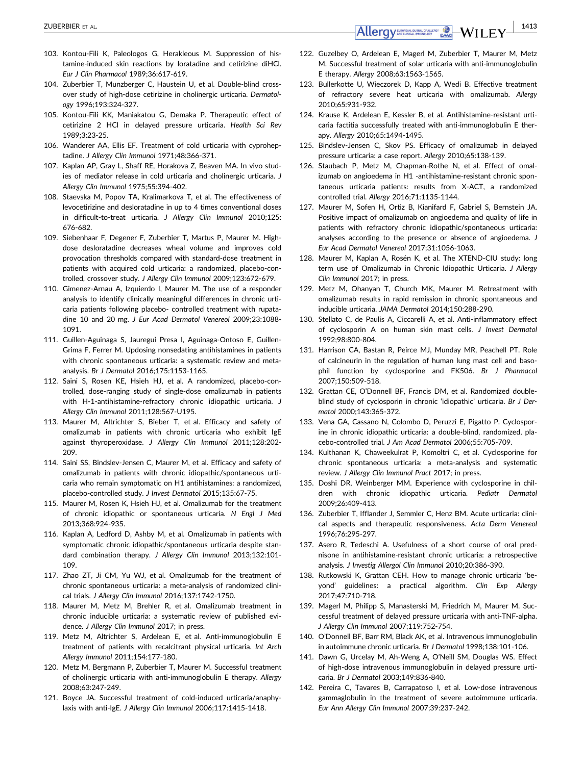103. Kontou-Fili K, Paleologos G, Herakleous M. Suppression of histamine-induced skin reactions by loratadine and cetirizine diHCl. *Eur J Clin Pharmacol* 1989;36:617-619.

104. Zuberbier T, Munzberger C, Haustein U, et al. Double-blind crossover study of high-dose cetirizine in cholinergic urticaria. *Dermatology* 1996;193:324-327.

105. Kontou-Fili KK, Maniakatou G, Demaka P. Therapeutic effect of cetirizine 2 HCl in delayed pressure urticaria. *Health Sci Rev* 1989;3:23-25.

106. Wanderer AA, Ellis EF. Treatment of cold urticaria with cyproheptadine. *J Allergy Clin Immunol* 1971;48:366-371.

107. Kaplan AP, Gray L, Shaff RE, Horakova Z, Beaven MA. In vivo studies of mediator release in cold urticaria and cholinergic urticaria. *J Allergy Clin Immunol* 1975;55:394-402.

108. Staevska M, Popov TA, Kralimarkova T, et al. The effectiveness of levocetirizine and desloratadine in up to 4 times conventional doses in difficult-to-treat urticaria. *J Allergy Clin Immunol* 2010;125:676-682.

109. Siebenhaar F, Degener F, Zuberbier T, Martus P, Maurer M. High-dose desloratadine decreases wheal volume and improves cold provocation thresholds compared with standard-dose treatment in patients with acquired cold urticaria: a randomized, placebo-controlled, crossover study. *J Allergy Clin Immunol* 2009;123:672-679.

110. Gimenez-Arnau A, Izquierdo I, Maurer M. The use of a responder analysis to identify clinically meaningful differences in chronic urticaria patients following placebo- controlled treatment with rupatadine 10 and 20 mg. *J Eur Acad Dermatol Venereol* 2009;23:1088-1091.

111. Guillen-Aguinaga S, Jauregui Presa I, Aguinaga-Ontoso E, Guillen-Grima F, Ferrer M. Updosing nonsedating antihistamines in patients with chronic spontaneous urticaria: a systematic review and meta-analysis. *Br J Dermatol* 2016;175:1153-1165.

112. Saini S, Rosen KE, Hsieh HJ, et al. A randomized, placebo-controlled, dose-ranging study of single-dose omalizumab in patients with H-1-antihistamine-refractory chronic idiopathic urticaria. *J Allergy Clin Immunol* 2011;128:567-U195.

113. Maurer M, Altrichter S, Bieber T, et al. Efficacy and safety of omalizumab in patients with chronic urticaria who exhibit IgE against thyroperoxidase. *J Allergy Clin Immunol* 2011;128:202-209.

114. Saini SS, Bindslev-Jensen C, Maurer M, et al. Efficacy and safety of omalizumab in patients with chronic idiopathic/spontaneous urticaria who remain symptomatic on H1 antihistamines: a randomized, placebo-controlled study. *J Invest Dermatol* 2015;135:67-75.

115. Maurer M, Rosen K, Hsieh HJ, et al. Omalizumab for the treatment of chronic idiopathic or spontaneous urticaria. *N Engl J Med* 2013;368:924-935.

116. Kaplan A, Ledford D, Ashby M, et al. Omalizumab in patients with symptomatic chronic idiopathic/spontaneous urticaria despite standard combination therapy. *J Allergy Clin Immunol* 2013;132:101-109.

117. Zhao ZT, Ji CM, Yu WJ, et al. Omalizumab for the treatment of chronic spontaneous urticaria: a meta-analysis of randomized clinical trials. *J Allergy Clin Immunol* 2016;137:1742-1750.

118. Maurer M, Metz M, Brehler R, et al. Omalizumab treatment in chronic inducible urticaria: a systematic review of published evidence. *J Allergy Clin Immunol* 2017; in press.

119. Metz M, Altrichter S, Ardelean E, et al. Anti-immunoglobulin E treatment of patients with recalcitrant physical urticaria. *Int Arch Allergy Immunol* 2011;154:177-180.

120. Metz M, Bergmann P, Zuberbier T, Maurer M. Successful treatment of cholinergic urticaria with anti-immunoglobulin E therapy. *Allergy* 2008;63:247-249.

121. Boyce JA. Successful treatment of cold-induced urticaria/anaphylaxis with anti-IgE. *J Allergy Clin Immunol* 2006;117:1415-1418.

122. Guzelbey O, Ardelean E, Magerl M, Zuberbier T, Maurer M, Metz M. Successful treatment of solar urticaria with anti-immunoglobulin E therapy. *Allergy* 2008;63:1563-1565.

123. Bullerkotte U, Wieczorek D, Kapp A, Wedi B. Effective treatment of refractory severe heat urticaria with omalizumab. *Allergy* 2010;65:931-932.

124. Krause K, Ardelean E, Kessler B, et al. Antihistamine-resistant urticaria factitia successfully treated with anti-immunoglobulin E therapy. *Allergy* 2010;65:1494-1495.

125. Bindslev-Jensen C, Skov PS. Efficacy of omalizumab in delayed pressure urticaria: a case report. *Allergy* 2010;65:138-139.

126. Staubach P, Metz M, Chapman-Rothe N, et al. Effect of omalizumab on angioedema in H1 -antihistamine-resistant chronic spontaneous urticaria patients: results from X-ACT, a randomized controlled trial. *Allergy* 2016;71:1135-1144.

127. Maurer M, Sofen H, Ortiz B, Kianifard F, Gabriel S, Bernstein JA. Positive impact of omalizumab on angioedema and quality of life in patients with refractory chronic idiopathic/spontaneous urticaria: analyses according to the presence or absence of angioedema. *J Eur Acad Dermatol Venereol* 2017;31:1056-1063.

128. Maurer M, Kaplan A, Rosén K, et al. The XTEND-CIU study: long term use of Omalizumab in Chronic Idiopathic Urticaria. *J Allergy Clin Immunol* 2017; in press.

129. Metz M, Ohanyan T, Church MK, Maurer M. Retreatment with omalizumab results in rapid remission in chronic spontaneous and inducible urticaria. *JAMA Dermatol* 2014;150:288-290.

130. Stellato C, de Paulis A, Ciccarelli A, et al. Anti-inflammatory effect of cyclosporin A on human skin mast cells. *J Invest Dermatol* 1992;98:800-804.

131. Harrison CA, Bastan R, Peirce MJ, Munday MR, Peachell PT. Role of calcineurin in the regulation of human lung mast cell and basophil function by cyclosporine and FK506. *Br J Pharmacol* 2007;150:509-518.

132. Grattan CE, O'Donnell BF, Francis DM, et al. Randomized double-blind study of cyclosporin in chronic 'idiopathic' urticaria. *Br J Dermatol* 2000;143:365-372.

133. Vena GA, Cassano N, Colombo D, Peruzzi E, Pigatto P. Cyclosporine in chronic idiopathic urticaria: a double-blind, randomized, placebo-controlled trial. *J Am Acad Dermatol* 2006;55:705-709.

134. Kulthanan K, Chaweekulrat P, Komoltri C, et al. Cyclosporine for chronic spontaneous urticaria: a meta-analysis and systematic review. *J Allergy Clin Immunol Pract* 2017; in press.

135. Doshi DR, Weinberger MM. Experience with cyclosporine in children with chronic idiopathic urticaria. *Pediatr Dermatol* 2009;26:409-413.

136. Zuberbier T, Ifflander J, Semmler C, Henz BM. Acute urticaria: clinical aspects and therapeutic responsiveness. *Acta Derm Venereol* 1996;76:295-297.

137. Asero R, Tedeschi A. Usefulness of a short course of oral prednisone in antihistamine-resistant chronic urticaria: a retrospective analysis. *J Investig Allergol Clin Immunol* 2010;20:386-390.

138. Rutkowski K, Grattan CEH. How to manage chronic urticaria 'beyond' guidelines: a practical algorithm. *Clin Exp Allergy* 2017;47:710-718.

139. Magerl M, Philipp S, Manasterski M, Friedrich M, Maurer M. Successful treatment of delayed pressure urticaria with anti-TNF-alpha. *J Allergy Clin Immunol* 2007;119:752-754.

140. O'Donnell BF, Barr RM, Black AK, et al. Intravenous immunoglobulin in autoimmune chronic urticaria. *Br J Dermatol* 1998;138:101-106.

141. Dawn G, Urcelay M, Ah-Weng A, O'Neill SM, Douglas WS. Effect of high-dose intravenous immunoglobulin in delayed pressure urticaria. *Br J Dermatol* 2003;149:836-840.

142. Pereira C, Tavares B, Carrapatoso I, et al. Low-dose intravenous gammaglobulin in the treatment of severe autoimmune urticaria. *Eur Ann Allergy Clin Immunol* 2007;39:237-242.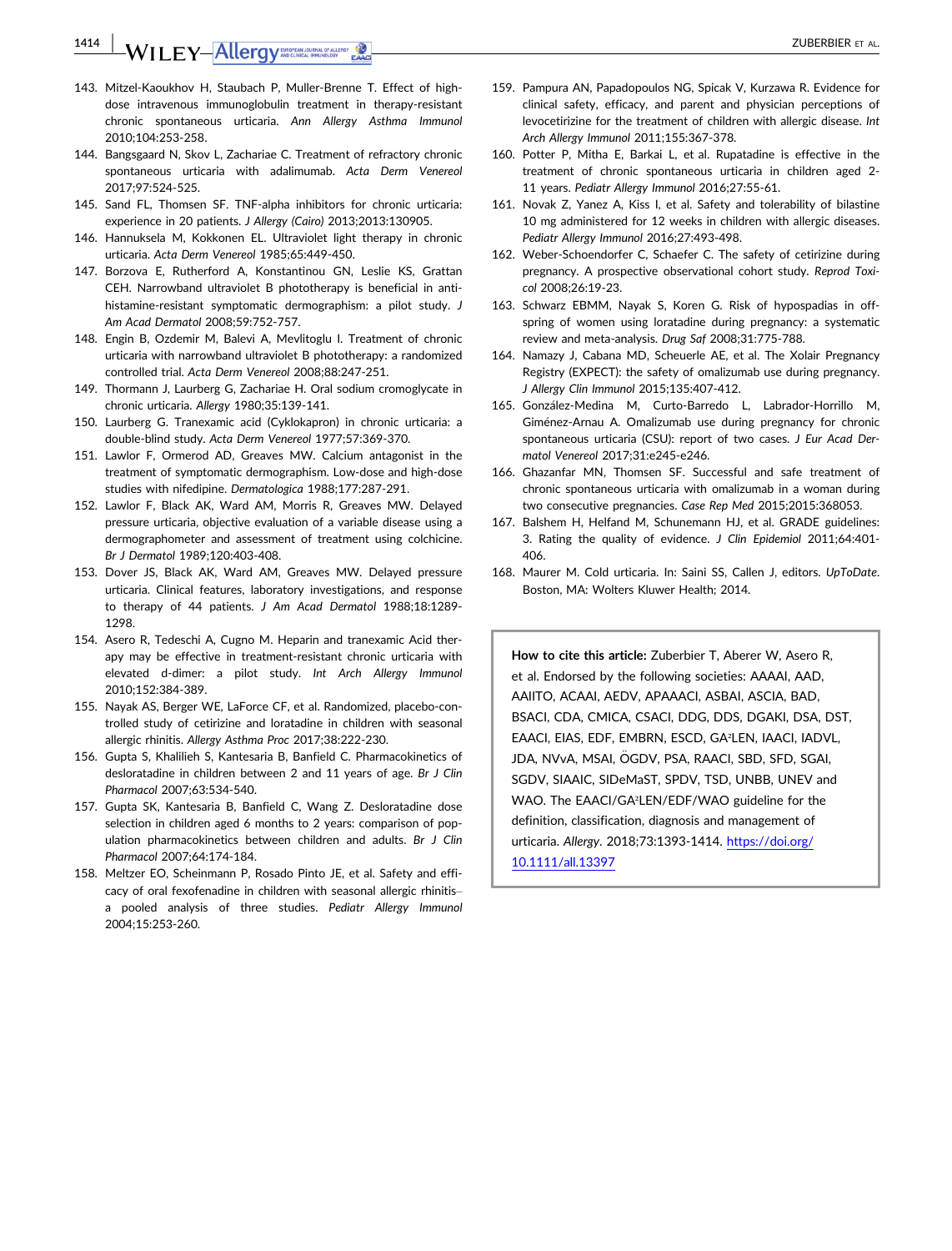143. Mitzel-Kaoukhov H, Staubach P, Muller-Brenne T. Effect of high-dose intravenous immunoglobulin treatment in therapy-resistant chronic spontaneous urticaria. *Ann Allergy Asthma Immunol* 2010;104:253-258.
144. Bangsgaard N, Skov L, Zachariae C. Treatment of refractory chronic spontaneous urticaria with adalimumab. *Acta Derm Venereol* 2017;97:524-525.
145. Sand FL, Thomsen SF. TNF-alpha inhibitors for chronic urticaria: experience in 20 patients. *J Allergy (Cairo)* 2013;2013:130905.
146. Hannuksela M, Kokkonen EL. Ultraviolet light therapy in chronic urticaria. *Acta Derm Venereol* 1985;65:449-450.
147. Borzova E, Rutherford A, Konstantinou GN, Leslie KS, Grattan CEH. Narrowband ultraviolet B phototherapy is beneficial in antihistamine-resistant symptomatic dermographism: a pilot study. *J Am Acad Dermatol* 2008;59:752-757.
148. Engin B, Ozdemir M, Balevi A, Mevlitoglu I. Treatment of chronic urticaria with narrowband ultraviolet B phototherapy: a randomized controlled trial. *Acta Derm Venereol* 2008;88:247-251.
149. Thormann J, Laurberg G, Zachariae H. Oral sodium cromoglycate in chronic urticaria. *Allergy* 1980;35:139-141.
150. Laurberg G. Tranexamic acid (Cyklokapron) in chronic urticaria: a double-blind study. *Acta Derm Venereol* 1977;57:369-370.
151. Lawlor F, Ormerod AD, Greaves MW. Calcium antagonist in the treatment of symptomatic dermographism. Low-dose and high-dose studies with nifedipine. *Dermatologica* 1988;177:287-291.
152. Lawlor F, Black AK, Ward AM, Morris R, Greaves MW. Delayed pressure urticaria, objective evaluation of a variable disease using a dermographometer and assessment of treatment using colchicine. *Br J Dermatol* 1989;120:403-408.
153. Dover JS, Black AK, Ward AM, Greaves MW. Delayed pressure urticaria. Clinical features, laboratory investigations, and response to therapy of 44 patients. *J Am Acad Dermatol* 1988;18:1289-1298.
154. Asero R, Tedeschi A, Cugno M. Heparin and tranexamic Acid therapy may be effective in treatment-resistant chronic urticaria with elevated d-dimer: a pilot study. *Int Arch Allergy Immunol* 2010;152:384-389.
155. Nayak AS, Berger WE, LaForce CF, et al. Randomized, placebo-controlled study of cetirizine and loratadine in children with seasonal allergic rhinitis. *Allergy Asthma Proc* 2017;38:222-230.
156. Gupta S, Khalilieh S, Kantesaria B, Banfield C. Pharmacokinetics of desloratadine in children between 2 and 11 years of age. *Br J Clin Pharmacol* 2007;63:534-540.
157. Gupta SK, Kantesaria B, Banfield C, Wang Z. Desloratadine dose selection in children aged 6 months to 2 years: comparison of population pharmacokinetics between children and adults. *Br J Clin Pharmacol* 2007;64:174-184.
158. Meltzer EO, Scheinmann P, Rosado Pinto JE, et al. Safety and efficacy of oral fexofenadine in children with seasonal allergic rhinitis–a pooled analysis of three studies. *Pediatr Allergy Immunol* 2004;15:253-260.
159. Pampura AN, Papadopoulos NG, Spicak V, Kurzawa R. Evidence for clinical safety, efficacy, and parent and physician perceptions of levocetirizine for the treatment of children with allergic disease. *Int Arch Allergy Immunol* 2011;155:367-378.
160. Potter P, Mitha E, Barkai L, et al. Rupatadine is effective in the treatment of chronic spontaneous urticaria in children aged 2-11 years. *Pediatr Allergy Immunol* 2016;27:55-61.
161. Novak Z, Yanez A, Kiss I, et al. Safety and tolerability of bilastine 10 mg administered for 12 weeks in children with allergic diseases. *Pediatr Allergy Immunol* 2016;27:493-498.
162. Weber-Schoendorfer C, Schaefer C. The safety of cetirizine during pregnancy. A prospective observational cohort study. *Reprod Toxicol* 2008;26:19-23.
163. Schwarz EBMM, Nayak S, Koren G. Risk of hypospadias in offspring of women using loratadine during pregnancy: a systematic review and meta-analysis. *Drug Saf* 2008;31:775-788.
164. Namazy J, Cabana MD, Scheuerle AE, et al. The Xolair Pregnancy Registry (EXPECT): the safety of omalizumab use during pregnancy. *J Allergy Clin Immunol* 2015;135:407-412.
165. González-Medina M, Curto-Barredo L, Labrador-Horrillo M, Giménez-Arnau A. Omalizumab use during pregnancy for chronic spontaneous urticaria (CSU): report of two cases. *J Eur Acad Dermatol Venereol* 2017;31:e245-e246.
166. Ghazanfar MN, Thomsen SF. Successful and safe treatment of chronic spontaneous urticaria with omalizumab in a woman during two consecutive pregnancies. *Case Rep Med* 2015;2015:368053.
167. Balshem H, Helfand M, Schunemann HJ, et al. GRADE guidelines: 3. Rating the quality of evidence. *J Clin Epidemiol* 2011;64:401-406.
168. Maurer M. Cold urticaria. In: Saini SS, Callen J, editors. *UpToDate*. Boston, MA: Wolters Kluwer Health; 2014.

**How to cite this article:** Zuberbier T, Aberer W, Asero R, et al. Endorsed by the following societies: AAAAI, AAD, AAIITO, ACAAI, AEDV, APAAACI, ASBAI, ASCIA, BAD, BSACI, CDA, CMICA, CSACI, DDG, DDS, DGAKI, DSA, DST, EAACI, EIAS, EDF, EMBRN, ESCD, GA²LEN, IAACI, IADVL, JDA, NVvA, MSAI, ÖGDV, PSA, RAACI, SBD, SFD, SGAI, SGDV, SIAAIC, SIDeMaST, SPDV, TSD, UNBB, UNEV and WAO. The EAACI/GA²LEN/EDF/WAO guideline for the definition, classification, diagnosis and management of urticaria. *Allergy*. 2018;73:1393-1414. https://doi.org/10.1111/all.13397